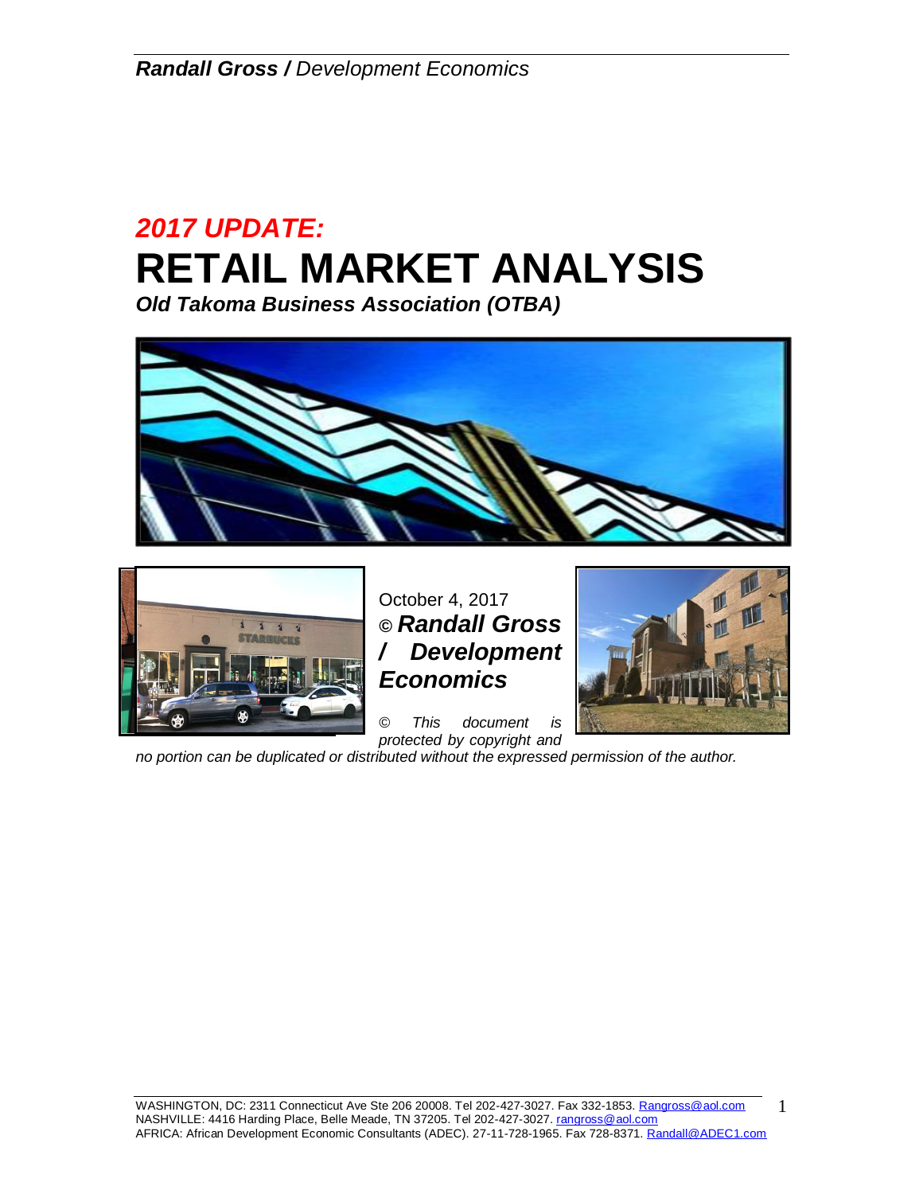***Randall Gross /** Development Economics*

# *2017 UPDATE:*

# RETAIL MARKET ANALYSIS

***Old Takoma Business Association (OTBA)***

October 4, 2017

**© *Randall Gross / Development Economics***

*© This document is protected by copyright and no portion can be duplicated or distributed without the expressed permission of the author.*

WASHINGTON, DC: 2311 Connecticut Ave Ste 206 20008. Tel 202-427-3027. Fax 332-1853. Rangross@aol.com
NASHVILLE: 4416 Harding Place, Belle Meade, TN 37205. Tel 202-427-3027. rangross@aol.com
AFRICA: African Development Economic Consultants (ADEC). 27-11-728-1965. Fax 728-8371. Randall@ADEC1.com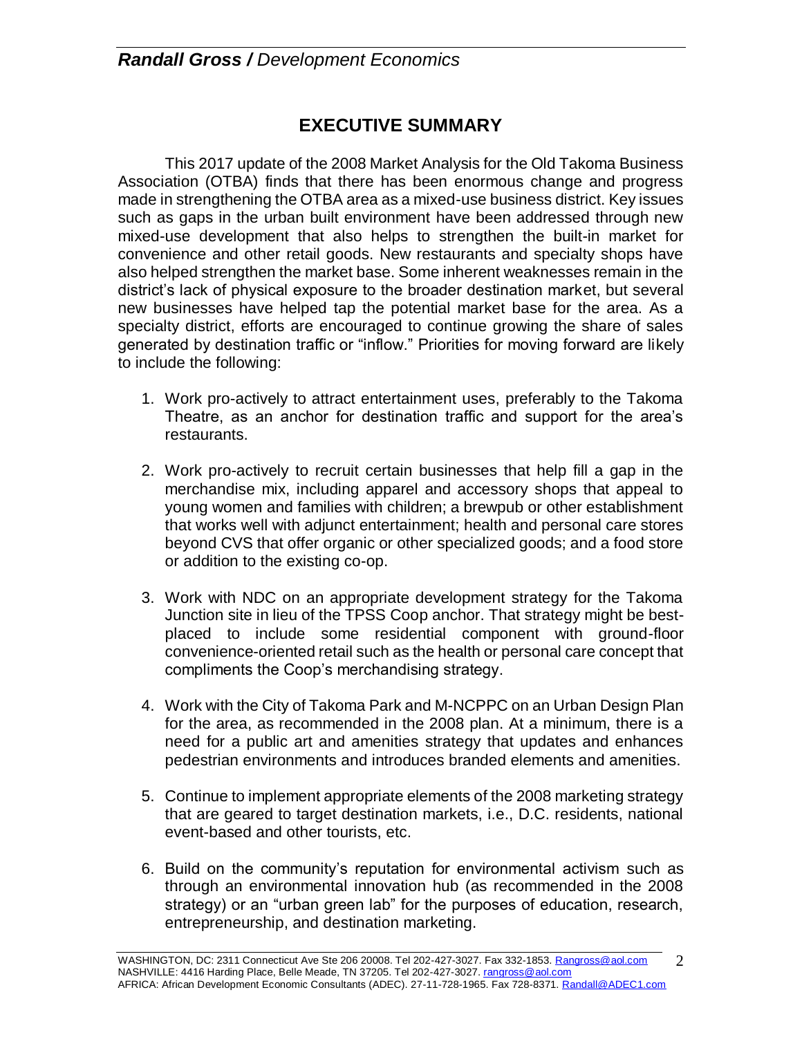# EXECUTIVE SUMMARY

This 2017 update of the 2008 Market Analysis for the Old Takoma Business Association (OTBA) finds that there has been enormous change and progress made in strengthening the OTBA area as a mixed-use business district. Key issues such as gaps in the urban built environment have been addressed through new mixed-use development that also helps to strengthen the built-in market for convenience and other retail goods. New restaurants and specialty shops have also helped strengthen the market base. Some inherent weaknesses remain in the district's lack of physical exposure to the broader destination market, but several new businesses have helped tap the potential market base for the area. As a specialty district, efforts are encouraged to continue growing the share of sales generated by destination traffic or "inflow." Priorities for moving forward are likely to include the following:

1. Work pro-actively to attract entertainment uses, preferably to the Takoma Theatre, as an anchor for destination traffic and support for the area's restaurants.

2. Work pro-actively to recruit certain businesses that help fill a gap in the merchandise mix, including apparel and accessory shops that appeal to young women and families with children; a brewpub or other establishment that works well with adjunct entertainment; health and personal care stores beyond CVS that offer organic or other specialized goods; and a food store or addition to the existing co-op.

3. Work with NDC on an appropriate development strategy for the Takoma Junction site in lieu of the TPSS Coop anchor. That strategy might be best-placed to include some residential component with ground-floor convenience-oriented retail such as the health or personal care concept that compliments the Coop's merchandising strategy.

4. Work with the City of Takoma Park and M-NCPPC on an Urban Design Plan for the area, as recommended in the 2008 plan. At a minimum, there is a need for a public art and amenities strategy that updates and enhances pedestrian environments and introduces branded elements and amenities.

5. Continue to implement appropriate elements of the 2008 marketing strategy that are geared to target destination markets, i.e., D.C. residents, national event-based and other tourists, etc.

6. Build on the community's reputation for environmental activism such as through an environmental innovation hub (as recommended in the 2008 strategy) or an "urban green lab" for the purposes of education, research, entrepreneurship, and destination marketing.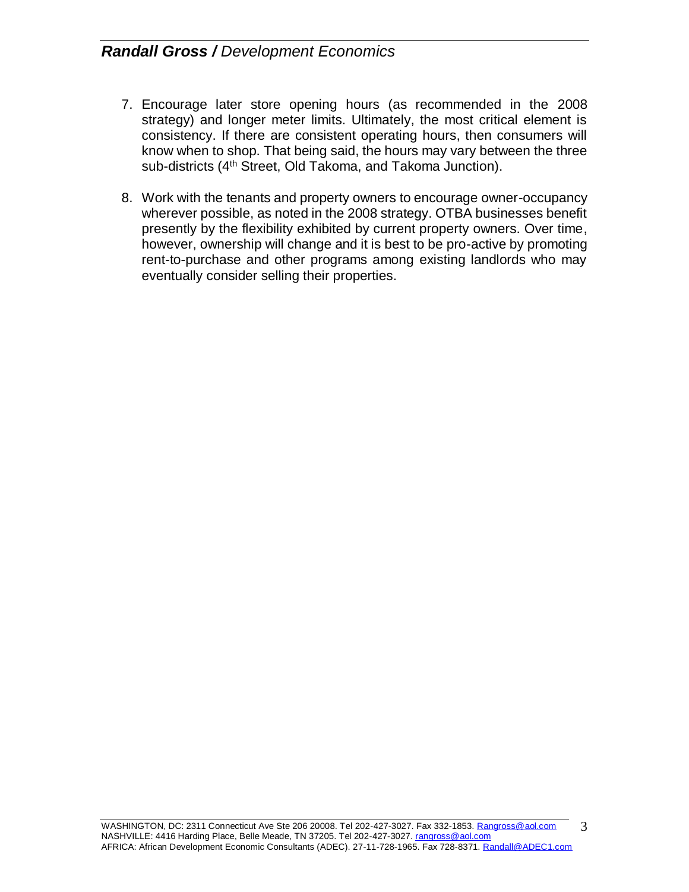7. Encourage later store opening hours (as recommended in the 2008 strategy) and longer meter limits. Ultimately, the most critical element is consistency. If there are consistent operating hours, then consumers will know when to shop. That being said, the hours may vary between the three sub-districts (4th Street, Old Takoma, and Takoma Junction).

8. Work with the tenants and property owners to encourage owner-occupancy wherever possible, as noted in the 2008 strategy. OTBA businesses benefit presently by the flexibility exhibited by current property owners. Over time, however, ownership will change and it is best to be pro-active by promoting rent-to-purchase and other programs among existing landlords who may eventually consider selling their properties.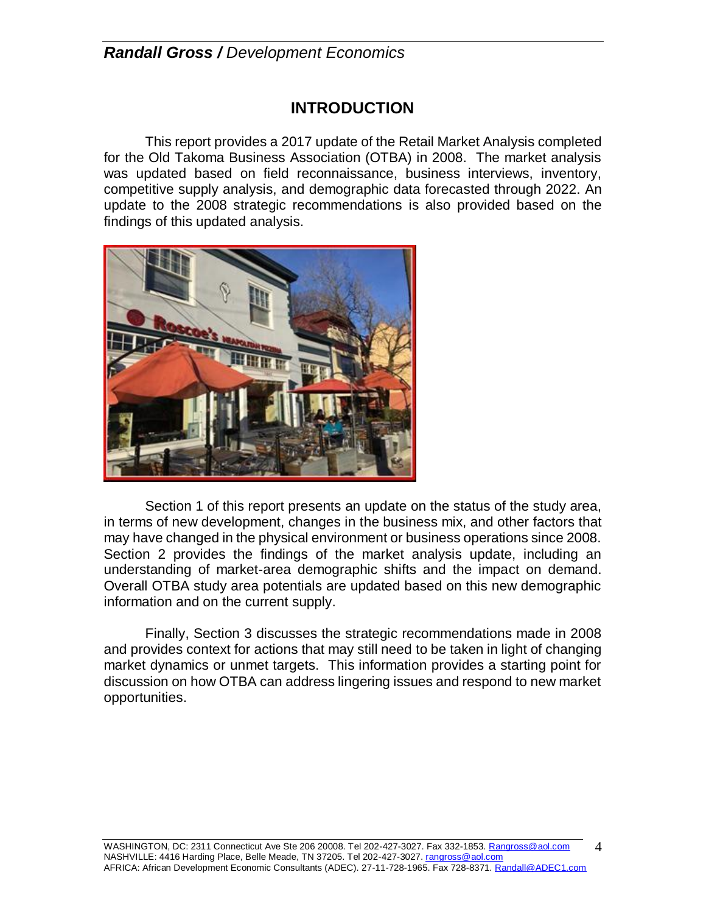# INTRODUCTION

This report provides a 2017 update of the Retail Market Analysis completed for the Old Takoma Business Association (OTBA) in 2008. The market analysis was updated based on field reconnaissance, business interviews, inventory, competitive supply analysis, and demographic data forecasted through 2022. An update to the 2008 strategic recommendations is also provided based on the findings of this updated analysis.

Section 1 of this report presents an update on the status of the study area, in terms of new development, changes in the business mix, and other factors that may have changed in the physical environment or business operations since 2008. Section 2 provides the findings of the market analysis update, including an understanding of market-area demographic shifts and the impact on demand. Overall OTBA study area potentials are updated based on this new demographic information and on the current supply.

Finally, Section 3 discusses the strategic recommendations made in 2008 and provides context for actions that may still need to be taken in light of changing market dynamics or unmet targets. This information provides a starting point for discussion on how OTBA can address lingering issues and respond to new market opportunities.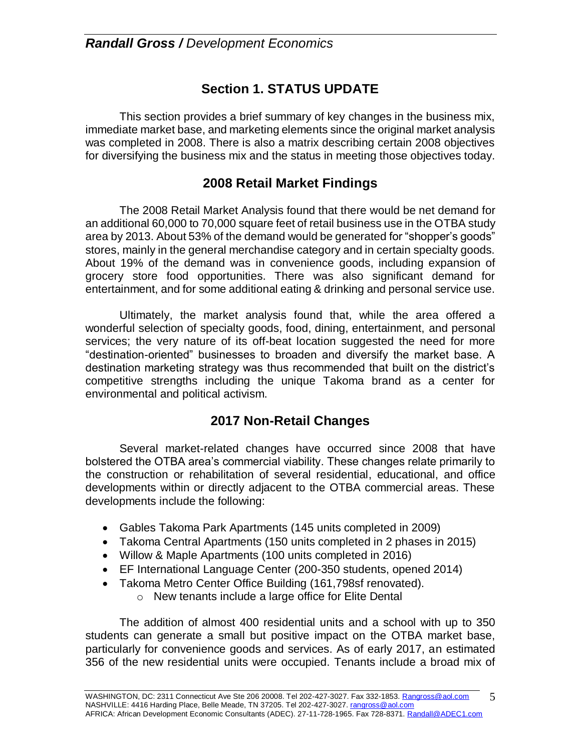## Section 1. STATUS UPDATE

This section provides a brief summary of key changes in the business mix, immediate market base, and marketing elements since the original market analysis was completed in 2008. There is also a matrix describing certain 2008 objectives for diversifying the business mix and the status in meeting those objectives today.

### 2008 Retail Market Findings

The 2008 Retail Market Analysis found that there would be net demand for an additional 60,000 to 70,000 square feet of retail business use in the OTBA study area by 2013. About 53% of the demand would be generated for "shopper's goods" stores, mainly in the general merchandise category and in certain specialty goods. About 19% of the demand was in convenience goods, including expansion of grocery store food opportunities. There was also significant demand for entertainment, and for some additional eating & drinking and personal service use.

Ultimately, the market analysis found that, while the area offered a wonderful selection of specialty goods, food, dining, entertainment, and personal services; the very nature of its off-beat location suggested the need for more "destination-oriented" businesses to broaden and diversify the market base. A destination marketing strategy was thus recommended that built on the district's competitive strengths including the unique Takoma brand as a center for environmental and political activism.

### 2017 Non-Retail Changes

Several market-related changes have occurred since 2008 that have bolstered the OTBA area's commercial viability. These changes relate primarily to the construction or rehabilitation of several residential, educational, and office developments within or directly adjacent to the OTBA commercial areas. These developments include the following:

- Gables Takoma Park Apartments (145 units completed in 2009)
- Takoma Central Apartments (150 units completed in 2 phases in 2015)
- Willow & Maple Apartments (100 units completed in 2016)
- EF International Language Center (200-350 students, opened 2014)
- Takoma Metro Center Office Building (161,798sf renovated).
  - New tenants include a large office for Elite Dental

The addition of almost 400 residential units and a school with up to 350 students can generate a small but positive impact on the OTBA market base, particularly for convenience goods and services. As of early 2017, an estimated 356 of the new residential units were occupied. Tenants include a broad mix of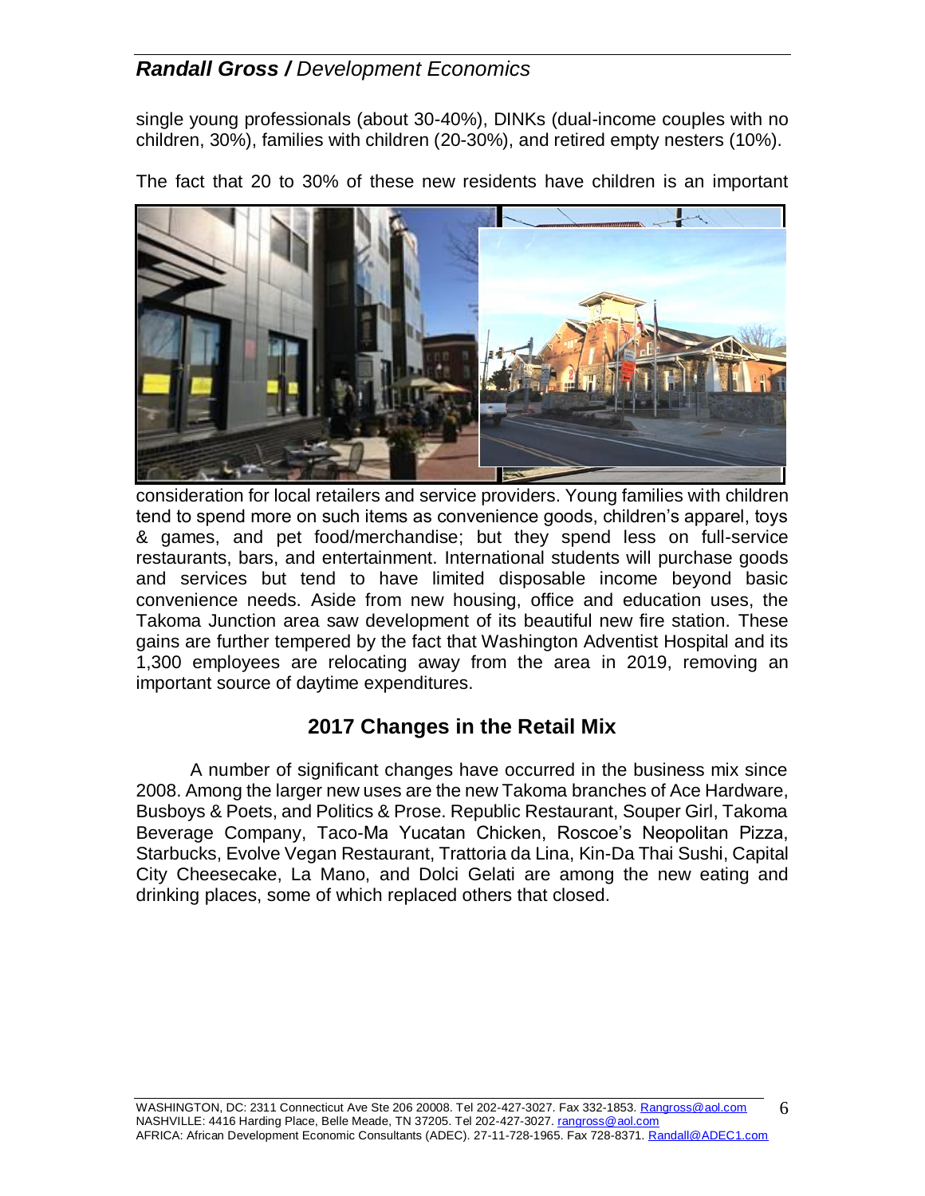single young professionals (about 30-40%), DINKs (dual-income couples with no children, 30%), families with children (20-30%), and retired empty nesters (10%).

The fact that 20 to 30% of these new residents have children is an important consideration for local retailers and service providers. Young families with children tend to spend more on such items as convenience goods, children's apparel, toys & games, and pet food/merchandise; but they spend less on full-service restaurants, bars, and entertainment. International students will purchase goods and services but tend to have limited disposable income beyond basic convenience needs. Aside from new housing, office and education uses, the Takoma Junction area saw development of its beautiful new fire station. These gains are further tempered by the fact that Washington Adventist Hospital and its 1,300 employees are relocating away from the area in 2019, removing an important source of daytime expenditures.

## 2017 Changes in the Retail Mix

A number of significant changes have occurred in the business mix since 2008. Among the larger new uses are the new Takoma branches of Ace Hardware, Busboys & Poets, and Politics & Prose. Republic Restaurant, Souper Girl, Takoma Beverage Company, Taco-Ma Yucatan Chicken, Roscoe's Neopolitan Pizza, Starbucks, Evolve Vegan Restaurant, Trattoria da Lina, Kin-Da Thai Sushi, Capital City Cheesecake, La Mano, and Dolci Gelati are among the new eating and drinking places, some of which replaced others that closed.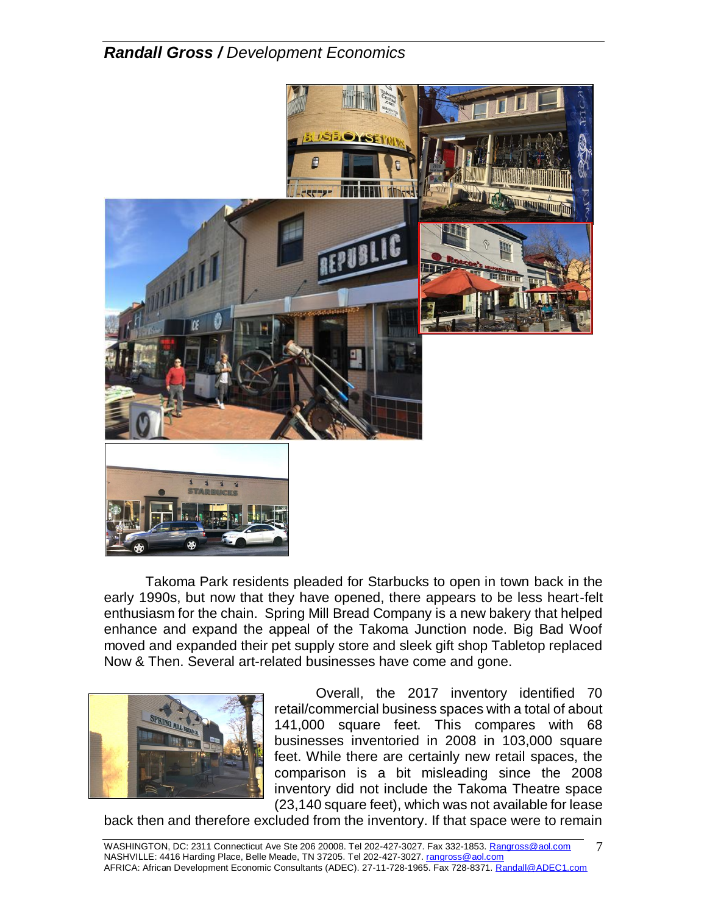Takoma Park residents pleaded for Starbucks to open in town back in the early 1990s, but now that they have opened, there appears to be less heart-felt enthusiasm for the chain. Spring Mill Bread Company is a new bakery that helped enhance and expand the appeal of the Takoma Junction node. Big Bad Woof moved and expanded their pet supply store and sleek gift shop Tabletop replaced Now & Then. Several art-related businesses have come and gone.

Overall, the 2017 inventory identified 70 retail/commercial business spaces with a total of about 141,000 square feet. This compares with 68 businesses inventoried in 2008 in 103,000 square feet. While there are certainly new retail spaces, the comparison is a bit misleading since the 2008 inventory did not include the Takoma Theatre space (23,140 square feet), which was not available for lease back then and therefore excluded from the inventory. If that space were to remain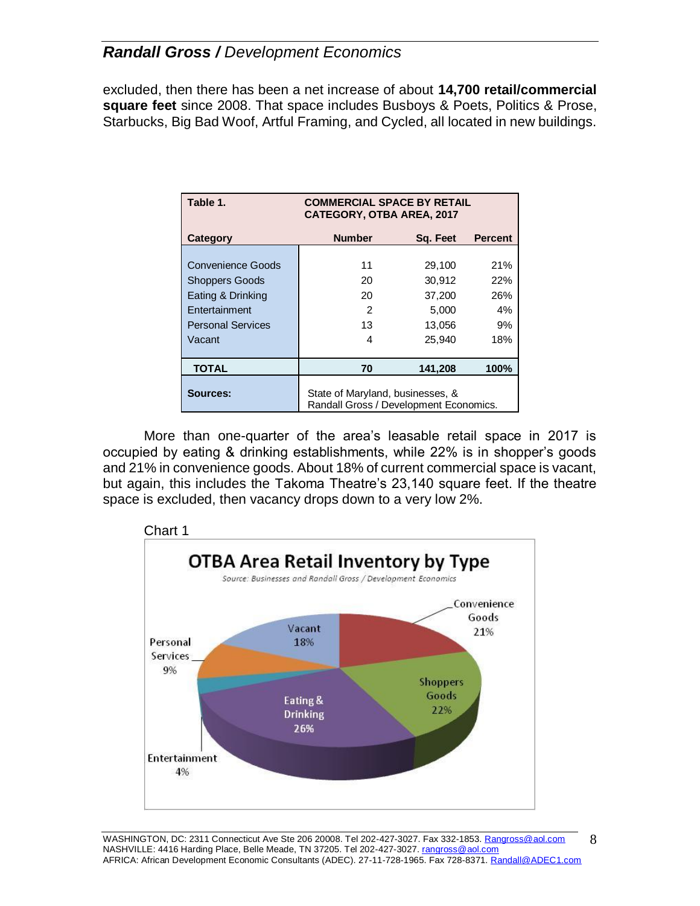excluded, then there has been a net increase of about **14,700 retail/commercial square feet** since 2008. That space includes Busboys & Poets, Politics & Prose, Starbucks, Big Bad Woof, Artful Framing, and Cycled, all located in new buildings.

| Table 1. | COMMERCIAL SPACE BY RETAIL CATEGORY, OTBA AREA, 2017 | | |
|---|---|---|---|
| **Category** | **Number** | **Sq. Feet** | **Percent** |
| Convenience Goods | 11 | 29,100 | 21% |
| Shoppers Goods | 20 | 30,912 | 22% |
| Eating & Drinking | 20 | 37,200 | 26% |
| Entertainment | 2 | 5,000 | 4% |
| Personal Services | 13 | 13,056 | 9% |
| Vacant | 4 | 25,940 | 18% |
| **TOTAL** | **70** | **141,208** | **100%** |
| **Sources:** | State of Maryland, businesses, & Randall Gross / Development Economics. | | |

More than one-quarter of the area's leasable retail space in 2017 is occupied by eating & drinking establishments, while 22% is in shopper's goods and 21% in convenience goods. About 18% of current commercial space is vacant, but again, this includes the Takoma Theatre's 23,140 square feet. If the theatre space is excluded, then vacancy drops down to a very low 2%.

Chart 1

**OTBA Area Retail Inventory by Type**

*Source: Businesses and Randall Gross / Development Economics*

- Convenience Goods 21%
- Shoppers Goods 22%
- Eating & Drinking 26%
- Entertainment 4%
- Personal Services 9%
- Vacant 18%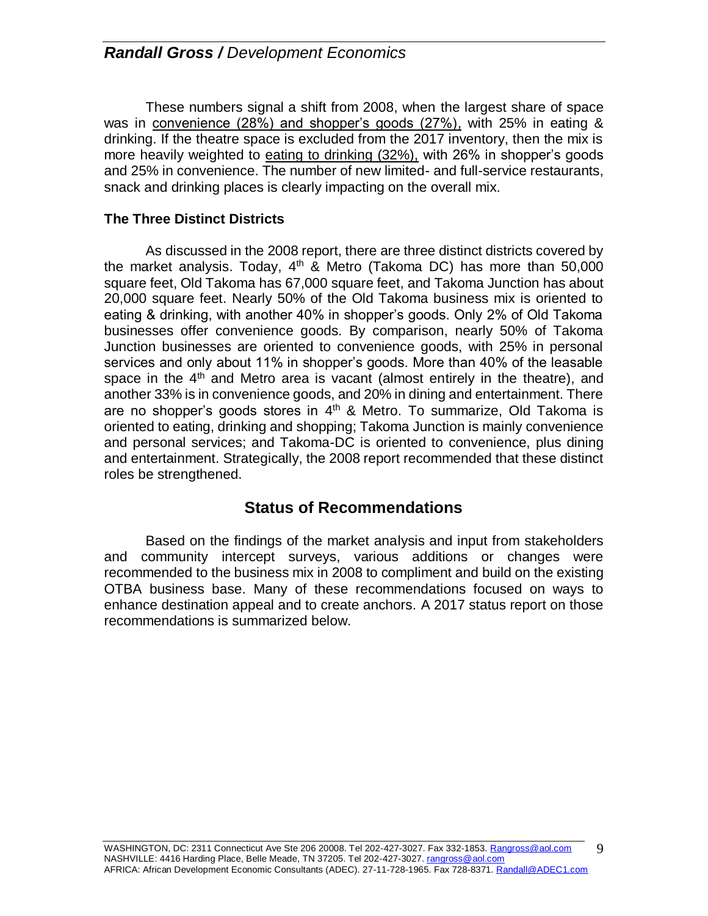These numbers signal a shift from 2008, when the largest share of space was in convenience (28%) and shopper's goods (27%), with 25% in eating & drinking. If the theatre space is excluded from the 2017 inventory, then the mix is more heavily weighted to eating to drinking (32%), with 26% in shopper's goods and 25% in convenience. The number of new limited- and full-service restaurants, snack and drinking places is clearly impacting on the overall mix.

### The Three Distinct Districts

As discussed in the 2008 report, there are three distinct districts covered by the market analysis. Today, 4th & Metro (Takoma DC) has more than 50,000 square feet, Old Takoma has 67,000 square feet, and Takoma Junction has about 20,000 square feet. Nearly 50% of the Old Takoma business mix is oriented to eating & drinking, with another 40% in shopper's goods. Only 2% of Old Takoma businesses offer convenience goods. By comparison, nearly 50% of Takoma Junction businesses are oriented to convenience goods, with 25% in personal services and only about 11% in shopper's goods. More than 40% of the leasable space in the 4th and Metro area is vacant (almost entirely in the theatre), and another 33% is in convenience goods, and 20% in dining and entertainment. There are no shopper's goods stores in 4th & Metro. To summarize, Old Takoma is oriented to eating, drinking and shopping; Takoma Junction is mainly convenience and personal services; and Takoma-DC is oriented to convenience, plus dining and entertainment. Strategically, the 2008 report recommended that these distinct roles be strengthened.

## Status of Recommendations

Based on the findings of the market analysis and input from stakeholders and community intercept surveys, various additions or changes were recommended to the business mix in 2008 to compliment and build on the existing OTBA business base. Many of these recommendations focused on ways to enhance destination appeal and to create anchors. A 2017 status report on those recommendations is summarized below.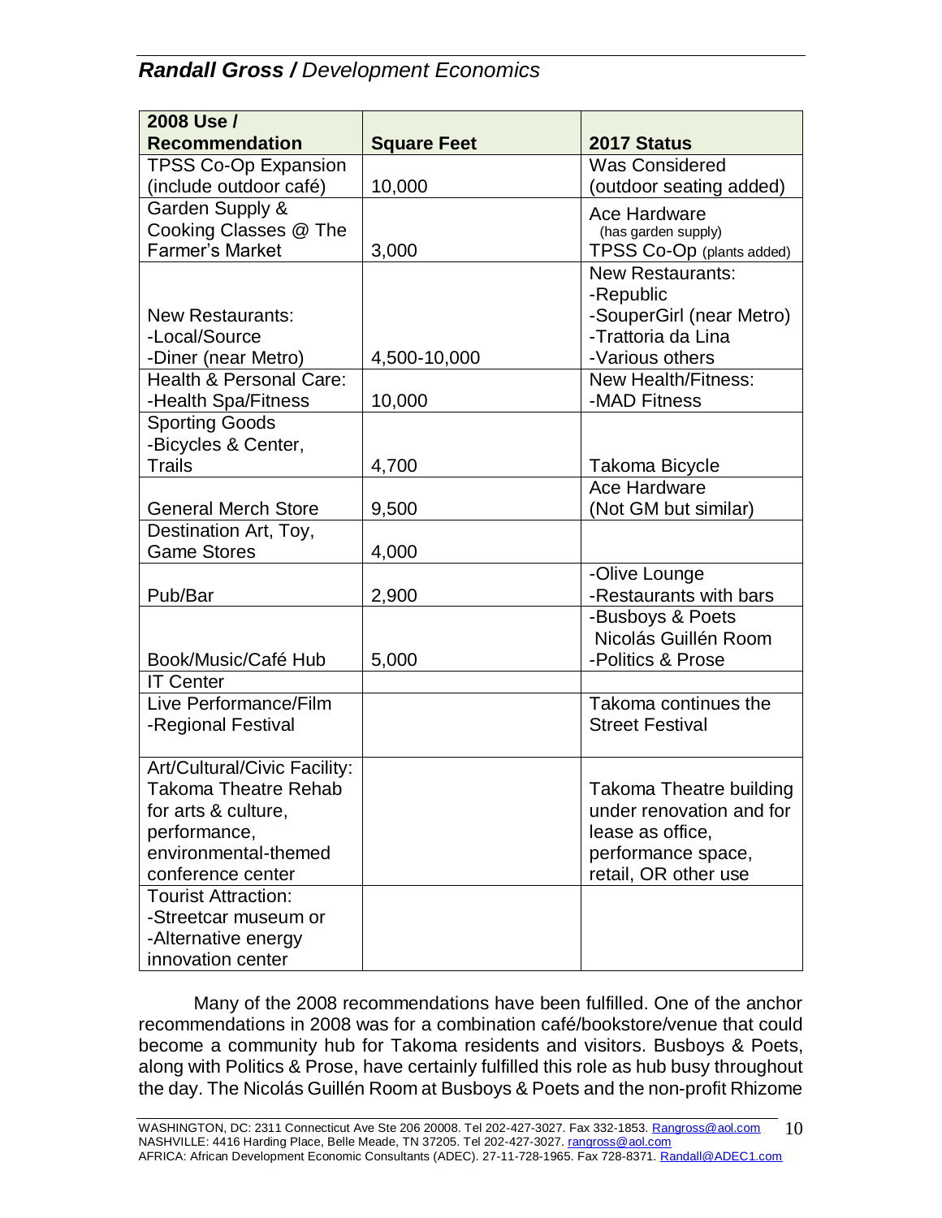| 2008 Use / Recommendation | Square Feet | 2017 Status |
|---|---|---|
| TPSS Co-Op Expansion (include outdoor café) | 10,000 | Was Considered (outdoor seating added) |
| Garden Supply & Cooking Classes @ The Farmer's Market | 3,000 | Ace Hardware (has garden supply) TPSS Co-Op (plants added) |
| New Restaurants: -Local/Source -Diner (near Metro) | 4,500-10,000 | New Restaurants: -Republic -SouperGirl (near Metro) -Trattoria da Lina -Various others |
| Health & Personal Care: -Health Spa/Fitness | 10,000 | New Health/Fitness: -MAD Fitness |
| Sporting Goods -Bicycles & Center, Trails | 4,700 | Takoma Bicycle |
| General Merch Store | 9,500 | Ace Hardware (Not GM but similar) |
| Destination Art, Toy, Game Stores | 4,000 | |
| Pub/Bar | 2,900 | -Olive Lounge -Restaurants with bars |
| Book/Music/Café Hub | 5,000 | -Busboys & Poets Nicolás Guillén Room -Politics & Prose |
| IT Center | | |
| Live Performance/Film -Regional Festival | | Takoma continues the Street Festival |
| Art/Cultural/Civic Facility: Takoma Theatre Rehab for arts & culture, performance, environmental-themed conference center | | Takoma Theatre building under renovation and for lease as office, performance space, retail, OR other use |
| Tourist Attraction: -Streetcar museum or -Alternative energy innovation center | | |

Many of the 2008 recommendations have been fulfilled. One of the anchor recommendations in 2008 was for a combination café/bookstore/venue that could become a community hub for Takoma residents and visitors. Busboys & Poets, along with Politics & Prose, have certainly fulfilled this role as hub busy throughout the day. The Nicolás Guillén Room at Busboys & Poets and the non-profit Rhizome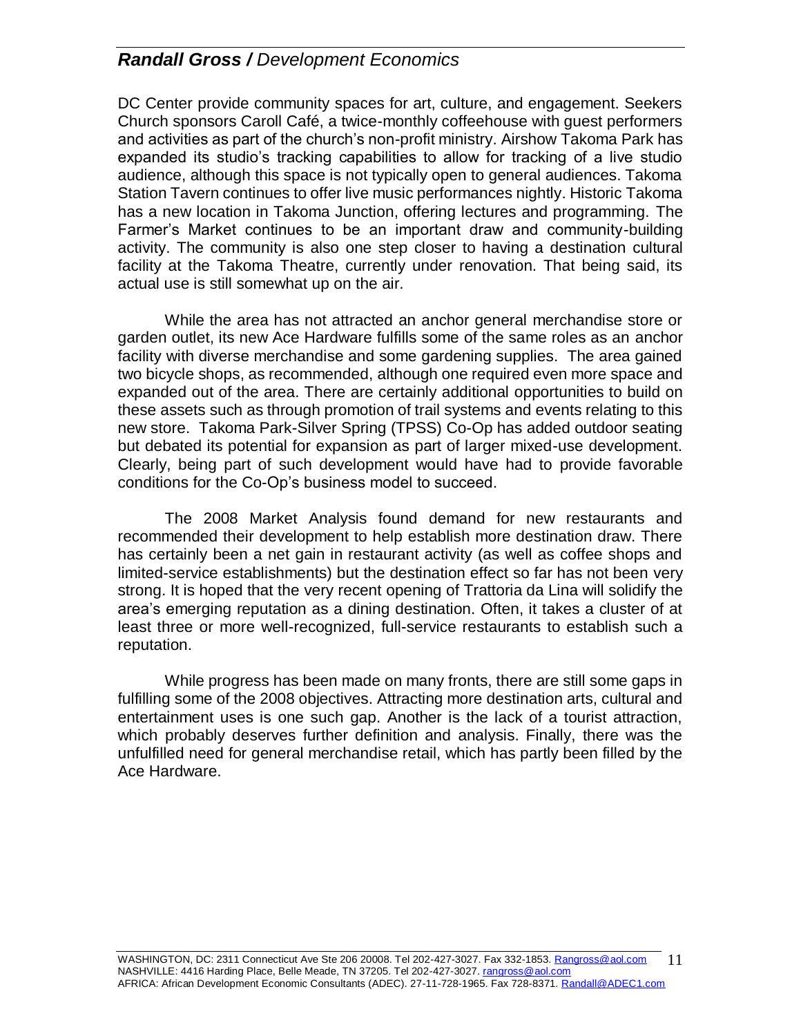DC Center provide community spaces for art, culture, and engagement. Seekers Church sponsors Caroll Café, a twice-monthly coffeehouse with guest performers and activities as part of the church's non-profit ministry. Airshow Takoma Park has expanded its studio's tracking capabilities to allow for tracking of a live studio audience, although this space is not typically open to general audiences. Takoma Station Tavern continues to offer live music performances nightly. Historic Takoma has a new location in Takoma Junction, offering lectures and programming. The Farmer's Market continues to be an important draw and community-building activity. The community is also one step closer to having a destination cultural facility at the Takoma Theatre, currently under renovation. That being said, its actual use is still somewhat up on the air.

While the area has not attracted an anchor general merchandise store or garden outlet, its new Ace Hardware fulfills some of the same roles as an anchor facility with diverse merchandise and some gardening supplies. The area gained two bicycle shops, as recommended, although one required even more space and expanded out of the area. There are certainly additional opportunities to build on these assets such as through promotion of trail systems and events relating to this new store. Takoma Park-Silver Spring (TPSS) Co-Op has added outdoor seating but debated its potential for expansion as part of larger mixed-use development. Clearly, being part of such development would have had to provide favorable conditions for the Co-Op's business model to succeed.

The 2008 Market Analysis found demand for new restaurants and recommended their development to help establish more destination draw. There has certainly been a net gain in restaurant activity (as well as coffee shops and limited-service establishments) but the destination effect so far has not been very strong. It is hoped that the very recent opening of Trattoria da Lina will solidify the area's emerging reputation as a dining destination. Often, it takes a cluster of at least three or more well-recognized, full-service restaurants to establish such a reputation.

While progress has been made on many fronts, there are still some gaps in fulfilling some of the 2008 objectives. Attracting more destination arts, cultural and entertainment uses is one such gap. Another is the lack of a tourist attraction, which probably deserves further definition and analysis. Finally, there was the unfulfilled need for general merchandise retail, which has partly been filled by the Ace Hardware.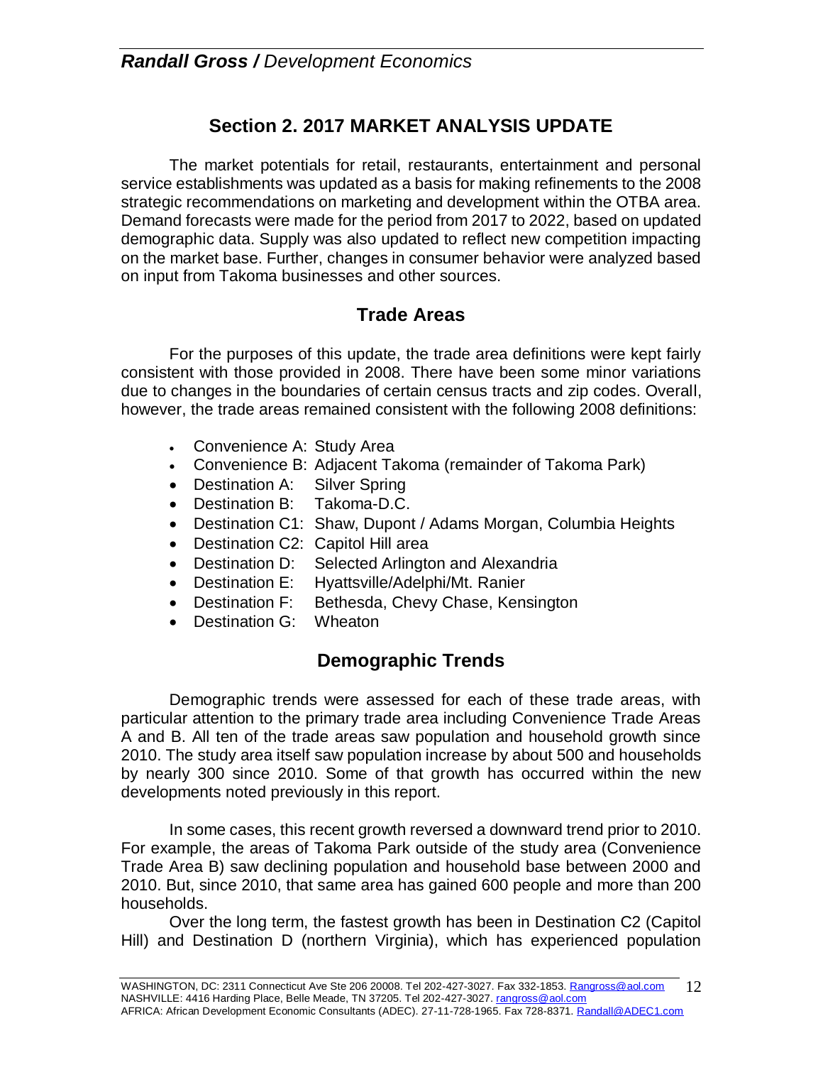## Section 2. 2017 MARKET ANALYSIS UPDATE

The market potentials for retail, restaurants, entertainment and personal service establishments was updated as a basis for making refinements to the 2008 strategic recommendations on marketing and development within the OTBA area. Demand forecasts were made for the period from 2017 to 2022, based on updated demographic data. Supply was also updated to reflect new competition impacting on the market base. Further, changes in consumer behavior were analyzed based on input from Takoma businesses and other sources.

### Trade Areas

For the purposes of this update, the trade area definitions were kept fairly consistent with those provided in 2008. There have been some minor variations due to changes in the boundaries of certain census tracts and zip codes. Overall, however, the trade areas remained consistent with the following 2008 definitions:

- Convenience A: Study Area
- Convenience B: Adjacent Takoma (remainder of Takoma Park)
- Destination A: Silver Spring
- Destination B: Takoma-D.C.
- Destination C1: Shaw, Dupont / Adams Morgan, Columbia Heights
- Destination C2: Capitol Hill area
- Destination D: Selected Arlington and Alexandria
- Destination E: Hyattsville/Adelphi/Mt. Ranier
- Destination F: Bethesda, Chevy Chase, Kensington
- Destination G: Wheaton

### Demographic Trends

Demographic trends were assessed for each of these trade areas, with particular attention to the primary trade area including Convenience Trade Areas A and B. All ten of the trade areas saw population and household growth since 2010. The study area itself saw population increase by about 500 and households by nearly 300 since 2010. Some of that growth has occurred within the new developments noted previously in this report.

In some cases, this recent growth reversed a downward trend prior to 2010. For example, the areas of Takoma Park outside of the study area (Convenience Trade Area B) saw declining population and household base between 2000 and 2010. But, since 2010, that same area has gained 600 people and more than 200 households.

Over the long term, the fastest growth has been in Destination C2 (Capitol Hill) and Destination D (northern Virginia), which has experienced population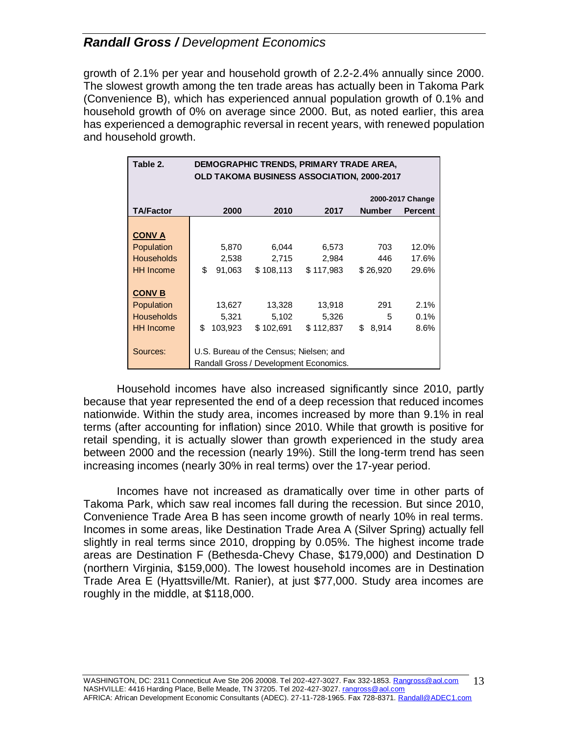growth of 2.1% per year and household growth of 2.2-2.4% annually since 2000. The slowest growth among the ten trade areas has actually been in Takoma Park (Convenience B), which has experienced annual population growth of 0.1% and household growth of 0% on average since 2000. But, as noted earlier, this area has experienced a demographic reversal in recent years, with renewed population and household growth.

| Table 2. | DEMOGRAPHIC TRENDS, PRIMARY TRADE AREA, OLD TAKOMA BUSINESS ASSOCIATION, 2000-2017 | | | | |
|---|---|---|---|---|---|
| | | | | 2000-2017 Change | |
| **TA/Factor** | **2000** | **2010** | **2017** | **Number** | **Percent** |
| **CONV A** | | | | | |
| Population | 5,870 | 6,044 | 6,573 | 703 | 12.0% |
| Households | 2,538 | 2,715 | 2,984 | 446 | 17.6% |
| HH Income | $ 91,063 | $ 108,113 | $ 117,983 | $ 26,920 | 29.6% |
| **CONV B** | | | | | |
| Population | 13,627 | 13,328 | 13,918 | 291 | 2.1% |
| Households | 5,321 | 5,102 | 5,326 | 5 | 0.1% |
| HH Income | $ 103,923 | $ 102,691 | $ 112,837 | $ 8,914 | 8.6% |
| Sources: | U.S. Bureau of the Census; Nielsen; and Randall Gross / Development Economics. | | | | |

Household incomes have also increased significantly since 2010, partly because that year represented the end of a deep recession that reduced incomes nationwide. Within the study area, incomes increased by more than 9.1% in real terms (after accounting for inflation) since 2010. While that growth is positive for retail spending, it is actually slower than growth experienced in the study area between 2000 and the recession (nearly 19%). Still the long-term trend has seen increasing incomes (nearly 30% in real terms) over the 17-year period.

Incomes have not increased as dramatically over time in other parts of Takoma Park, which saw real incomes fall during the recession. But since 2010, Convenience Trade Area B has seen income growth of nearly 10% in real terms. Incomes in some areas, like Destination Trade Area A (Silver Spring) actually fell slightly in real terms since 2010, dropping by 0.05%. The highest income trade areas are Destination F (Bethesda-Chevy Chase, $179,000) and Destination D (northern Virginia, $159,000). The lowest household incomes are in Destination Trade Area E (Hyattsville/Mt. Ranier), at just $77,000. Study area incomes are roughly in the middle, at $118,000.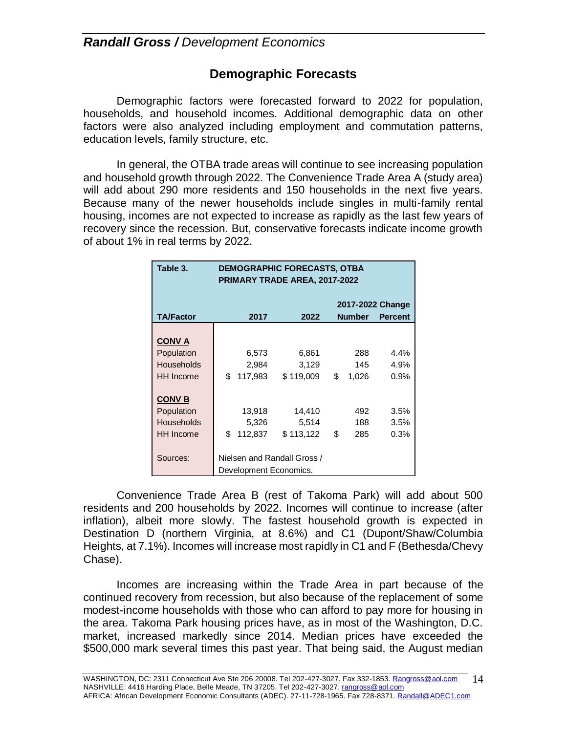## Demographic Forecasts

Demographic factors were forecasted forward to 2022 for population, households, and household incomes. Additional demographic data on other factors were also analyzed including employment and commutation patterns, education levels, family structure, etc.

In general, the OTBA trade areas will continue to see increasing population and household growth through 2022. The Convenience Trade Area A (study area) will add about 290 more residents and 150 households in the next five years. Because many of the newer households include singles in multi-family rental housing, incomes are not expected to increase as rapidly as the last few years of recovery since the recession. But, conservative forecasts indicate income growth of about 1% in real terms by 2022.

| Table 3. | DEMOGRAPHIC FORECASTS, OTBA PRIMARY TRADE AREA, 2017-2022 | | | |
|---|---|---|---|---|
| | | | 2017-2022 Change | |
| **TA/Factor** | **2017** | **2022** | **Number** | **Percent** |
| **CONV A** | | | | |
| Population | 6,573 | 6,861 | 288 | 4.4% |
| Households | 2,984 | 3,129 | 145 | 4.9% |
| HH Income | $ 117,983 | $ 119,009 | $ 1,026 | 0.9% |
| **CONV B** | | | | |
| Population | 13,918 | 14,410 | 492 | 3.5% |
| Households | 5,326 | 5,514 | 188 | 3.5% |
| HH Income | $ 112,837 | $ 113,122 | $ 285 | 0.3% |
| Sources: | Nielsen and Randall Gross / Development Economics. | | | |

Convenience Trade Area B (rest of Takoma Park) will add about 500 residents and 200 households by 2022. Incomes will continue to increase (after inflation), albeit more slowly. The fastest household growth is expected in Destination D (northern Virginia, at 8.6%) and C1 (Dupont/Shaw/Columbia Heights, at 7.1%). Incomes will increase most rapidly in C1 and F (Bethesda/Chevy Chase).

Incomes are increasing within the Trade Area in part because of the continued recovery from recession, but also because of the replacement of some modest-income households with those who can afford to pay more for housing in the area. Takoma Park housing prices have, as in most of the Washington, D.C. market, increased markedly since 2014. Median prices have exceeded the $500,000 mark several times this past year. That being said, the August median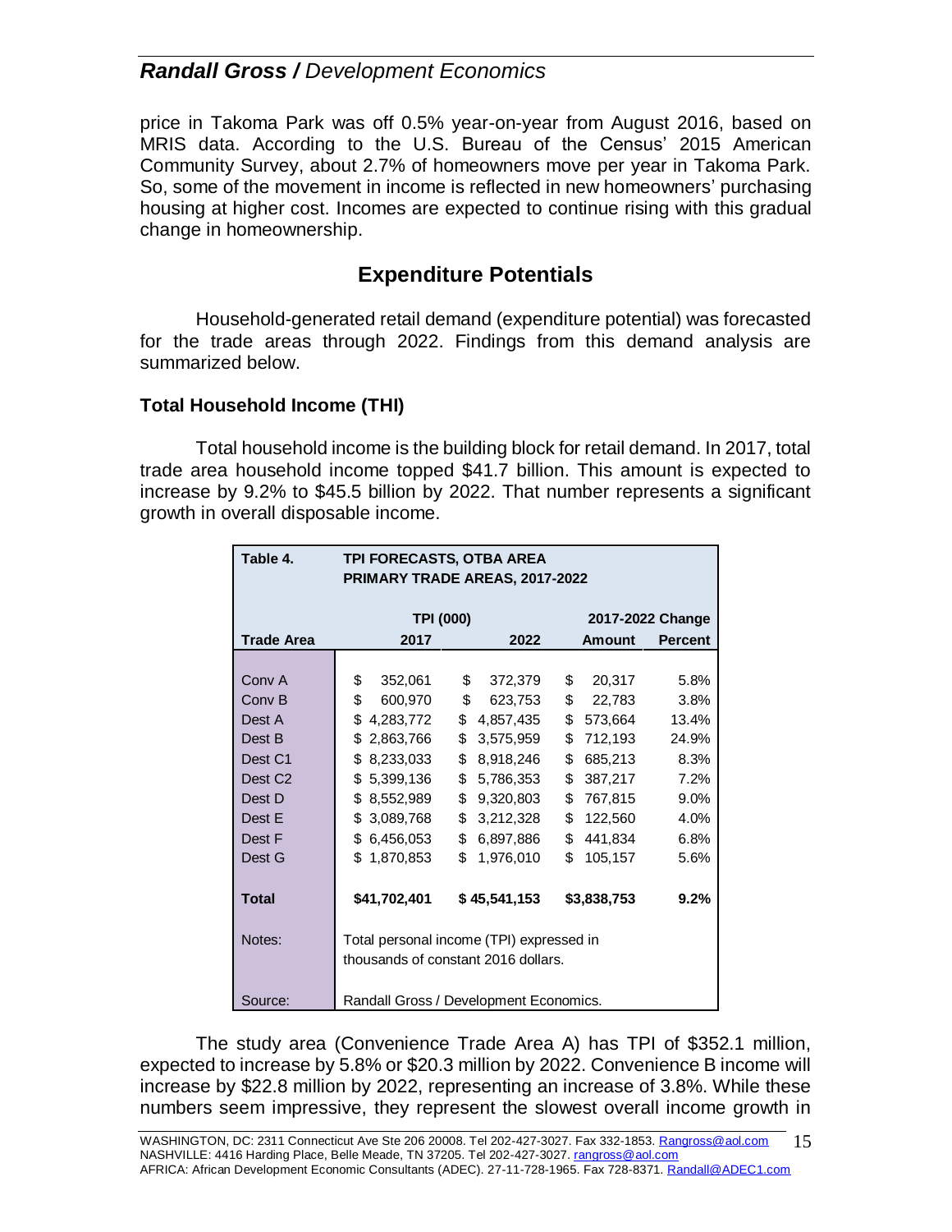price in Takoma Park was off 0.5% year-on-year from August 2016, based on MRIS data. According to the U.S. Bureau of the Census' 2015 American Community Survey, about 2.7% of homeowners move per year in Takoma Park. So, some of the movement in income is reflected in new homeowners' purchasing housing at higher cost. Incomes are expected to continue rising with this gradual change in homeownership.

## Expenditure Potentials

Household-generated retail demand (expenditure potential) was forecasted for the trade areas through 2022. Findings from this demand analysis are summarized below.

### Total Household Income (THI)

Total household income is the building block for retail demand. In 2017, total trade area household income topped $41.7 billion. This amount is expected to increase by 9.2% to $45.5 billion by 2022. That number represents a significant growth in overall disposable income.

| Table 4. | TPI FORECASTS, OTBA AREA PRIMARY TRADE AREAS, 2017-2022 | | | |
|---|---|---|---|---|
| | TPI (000) | | 2017-2022 Change | |
| Trade Area | 2017 | 2022 | Amount | Percent |
| Conv A | $ 352,061 | $ 372,379 | $ 20,317 | 5.8% |
| Conv B | $ 600,970 | $ 623,753 | $ 22,783 | 3.8% |
| Dest A | $ 4,283,772 | $ 4,857,435 | $ 573,664 | 13.4% |
| Dest B | $ 2,863,766 | $ 3,575,959 | $ 712,193 | 24.9% |
| Dest C1 | $ 8,233,033 | $ 8,918,246 | $ 685,213 | 8.3% |
| Dest C2 | $ 5,399,136 | $ 5,786,353 | $ 387,217 | 7.2% |
| Dest D | $ 8,552,989 | $ 9,320,803 | $ 767,815 | 9.0% |
| Dest E | $ 3,089,768 | $ 3,212,328 | $ 122,560 | 4.0% |
| Dest F | $ 6,456,053 | $ 6,897,886 | $ 441,834 | 6.8% |
| Dest G | $ 1,870,853 | $ 1,976,010 | $ 105,157 | 5.6% |
| **Total** | **$41,702,401** | **$ 45,541,153** | **$3,838,753** | **9.2%** |
| Notes: | Total personal income (TPI) expressed in thousands of constant 2016 dollars. | | | |
| Source: | Randall Gross / Development Economics. | | | |

The study area (Convenience Trade Area A) has TPI of $352.1 million, expected to increase by 5.8% or $20.3 million by 2022. Convenience B income will increase by $22.8 million by 2022, representing an increase of 3.8%. While these numbers seem impressive, they represent the slowest overall income growth in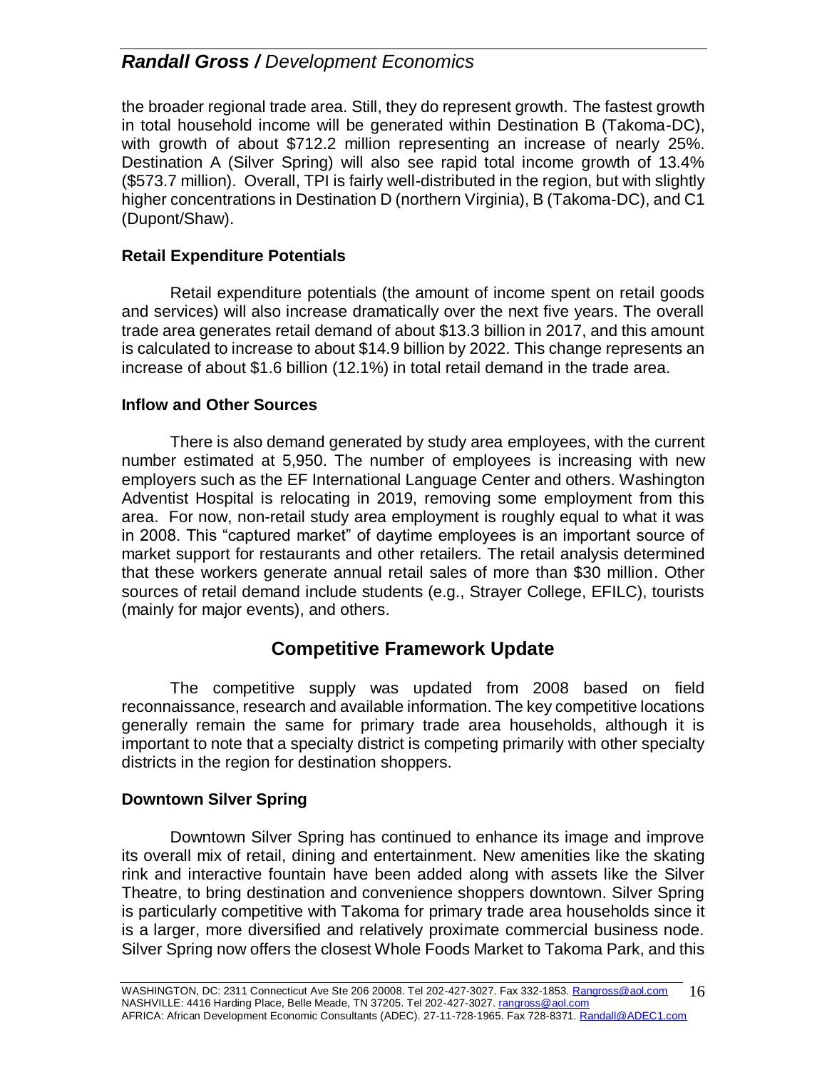the broader regional trade area. Still, they do represent growth. The fastest growth in total household income will be generated within Destination B (Takoma-DC), with growth of about $712.2 million representing an increase of nearly 25%. Destination A (Silver Spring) will also see rapid total income growth of 13.4% ($573.7 million). Overall, TPI is fairly well-distributed in the region, but with slightly higher concentrations in Destination D (northern Virginia), B (Takoma-DC), and C1 (Dupont/Shaw).

### Retail Expenditure Potentials

Retail expenditure potentials (the amount of income spent on retail goods and services) will also increase dramatically over the next five years. The overall trade area generates retail demand of about $13.3 billion in 2017, and this amount is calculated to increase to about $14.9 billion by 2022. This change represents an increase of about $1.6 billion (12.1%) in total retail demand in the trade area.

### Inflow and Other Sources

There is also demand generated by study area employees, with the current number estimated at 5,950. The number of employees is increasing with new employers such as the EF International Language Center and others. Washington Adventist Hospital is relocating in 2019, removing some employment from this area. For now, non-retail study area employment is roughly equal to what it was in 2008. This "captured market" of daytime employees is an important source of market support for restaurants and other retailers. The retail analysis determined that these workers generate annual retail sales of more than $30 million. Other sources of retail demand include students (e.g., Strayer College, EFILC), tourists (mainly for major events), and others.

## Competitive Framework Update

The competitive supply was updated from 2008 based on field reconnaissance, research and available information. The key competitive locations generally remain the same for primary trade area households, although it is important to note that a specialty district is competing primarily with other specialty districts in the region for destination shoppers.

### Downtown Silver Spring

Downtown Silver Spring has continued to enhance its image and improve its overall mix of retail, dining and entertainment. New amenities like the skating rink and interactive fountain have been added along with assets like the Silver Theatre, to bring destination and convenience shoppers downtown. Silver Spring is particularly competitive with Takoma for primary trade area households since it is a larger, more diversified and relatively proximate commercial business node. Silver Spring now offers the closest Whole Foods Market to Takoma Park, and this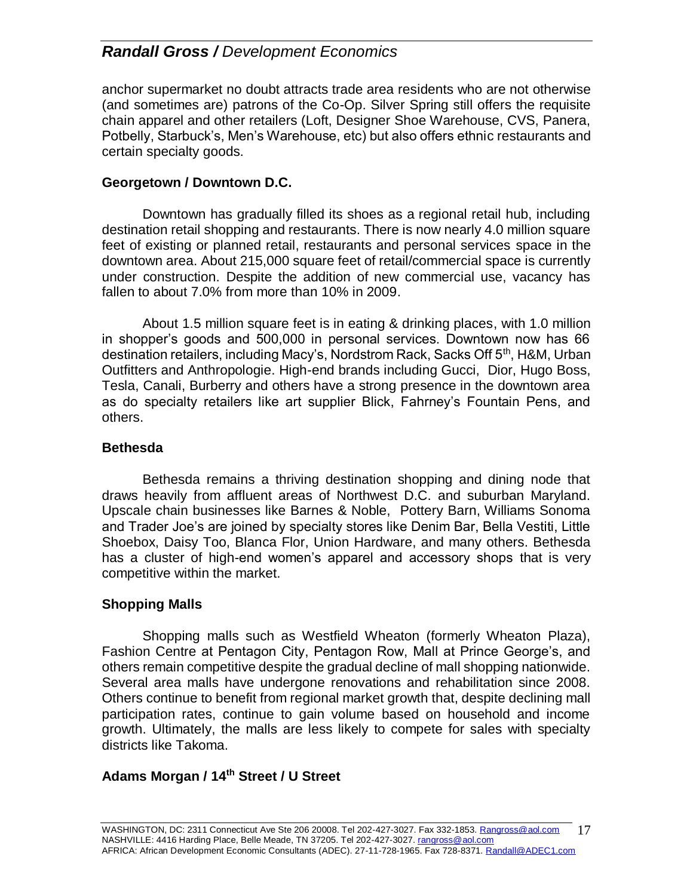anchor supermarket no doubt attracts trade area residents who are not otherwise (and sometimes are) patrons of the Co-Op. Silver Spring still offers the requisite chain apparel and other retailers (Loft, Designer Shoe Warehouse, CVS, Panera, Potbelly, Starbuck's, Men's Warehouse, etc) but also offers ethnic restaurants and certain specialty goods.

**Georgetown / Downtown D.C.**

Downtown has gradually filled its shoes as a regional retail hub, including destination retail shopping and restaurants. There is now nearly 4.0 million square feet of existing or planned retail, restaurants and personal services space in the downtown area. About 215,000 square feet of retail/commercial space is currently under construction. Despite the addition of new commercial use, vacancy has fallen to about 7.0% from more than 10% in 2009.

About 1.5 million square feet is in eating & drinking places, with 1.0 million in shopper's goods and 500,000 in personal services. Downtown now has 66 destination retailers, including Macy's, Nordstrom Rack, Sacks Off 5th, H&M, Urban Outfitters and Anthropologie. High-end brands including Gucci, Dior, Hugo Boss, Tesla, Canali, Burberry and others have a strong presence in the downtown area as do specialty retailers like art supplier Blick, Fahrney's Fountain Pens, and others.

**Bethesda**

Bethesda remains a thriving destination shopping and dining node that draws heavily from affluent areas of Northwest D.C. and suburban Maryland. Upscale chain businesses like Barnes & Noble, Pottery Barn, Williams Sonoma and Trader Joe's are joined by specialty stores like Denim Bar, Bella Vestiti, Little Shoebox, Daisy Too, Blanca Flor, Union Hardware, and many others. Bethesda has a cluster of high-end women's apparel and accessory shops that is very competitive within the market.

**Shopping Malls**

Shopping malls such as Westfield Wheaton (formerly Wheaton Plaza), Fashion Centre at Pentagon City, Pentagon Row, Mall at Prince George's, and others remain competitive despite the gradual decline of mall shopping nationwide. Several area malls have undergone renovations and rehabilitation since 2008. Others continue to benefit from regional market growth that, despite declining mall participation rates, continue to gain volume based on household and income growth. Ultimately, the malls are less likely to compete for sales with specialty districts like Takoma.

**Adams Morgan / 14th Street / U Street**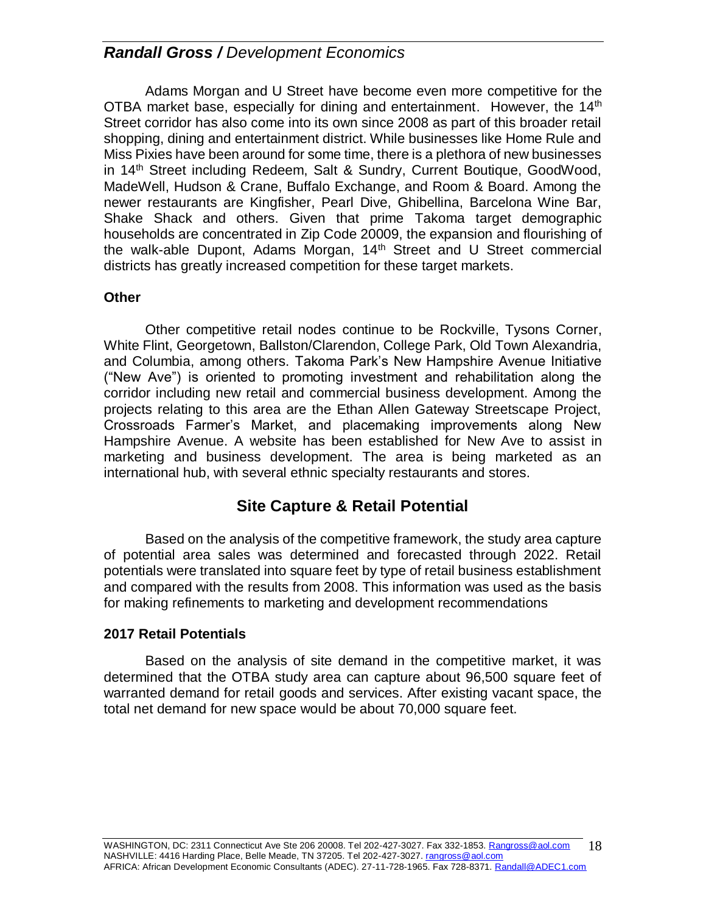Adams Morgan and U Street have become even more competitive for the OTBA market base, especially for dining and entertainment. However, the 14th Street corridor has also come into its own since 2008 as part of this broader retail shopping, dining and entertainment district. While businesses like Home Rule and Miss Pixies have been around for some time, there is a plethora of new businesses in 14th Street including Redeem, Salt & Sundry, Current Boutique, GoodWood, MadeWell, Hudson & Crane, Buffalo Exchange, and Room & Board. Among the newer restaurants are Kingfisher, Pearl Dive, Ghibellina, Barcelona Wine Bar, Shake Shack and others. Given that prime Takoma target demographic households are concentrated in Zip Code 20009, the expansion and flourishing of the walk-able Dupont, Adams Morgan, 14th Street and U Street commercial districts has greatly increased competition for these target markets.

### Other

Other competitive retail nodes continue to be Rockville, Tysons Corner, White Flint, Georgetown, Ballston/Clarendon, College Park, Old Town Alexandria, and Columbia, among others. Takoma Park's New Hampshire Avenue Initiative ("New Ave") is oriented to promoting investment and rehabilitation along the corridor including new retail and commercial business development. Among the projects relating to this area are the Ethan Allen Gateway Streetscape Project, Crossroads Farmer's Market, and placemaking improvements along New Hampshire Avenue. A website has been established for New Ave to assist in marketing and business development. The area is being marketed as an international hub, with several ethnic specialty restaurants and stores.

## Site Capture & Retail Potential

Based on the analysis of the competitive framework, the study area capture of potential area sales was determined and forecasted through 2022. Retail potentials were translated into square feet by type of retail business establishment and compared with the results from 2008. This information was used as the basis for making refinements to marketing and development recommendations

### 2017 Retail Potentials

Based on the analysis of site demand in the competitive market, it was determined that the OTBA study area can capture about 96,500 square feet of warranted demand for retail goods and services. After existing vacant space, the total net demand for new space would be about 70,000 square feet.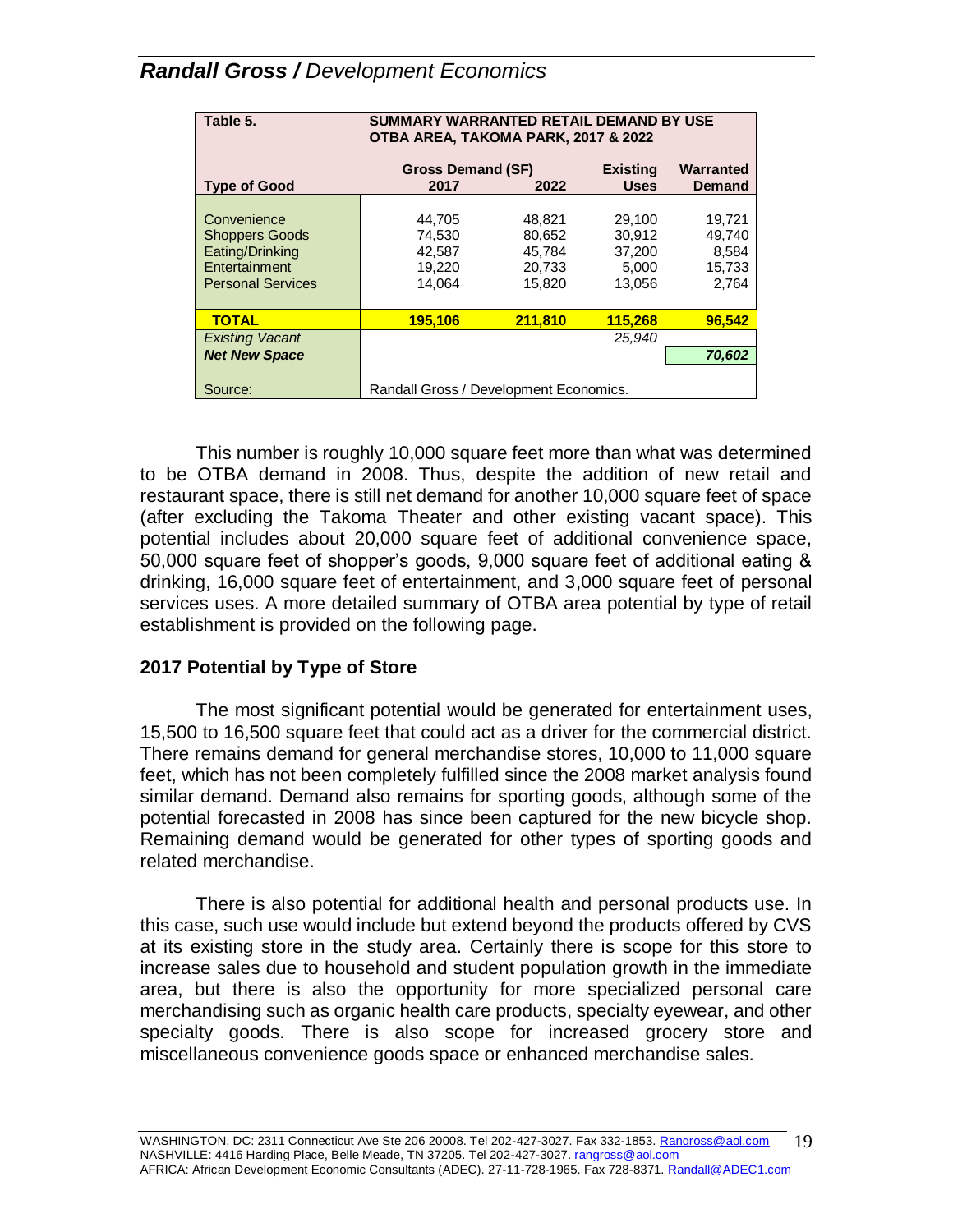| Table 5. | SUMMARY WARRANTED RETAIL DEMAND BY USE OTBA AREA, TAKOMA PARK, 2017 & 2022 | | | |
|---|---|---|---|---|
| | Gross Demand (SF) | | Existing | Warranted |
| **Type of Good** | **2017** | **2022** | **Uses** | **Demand** |
| Convenience | 44,705 | 48,821 | 29,100 | 19,721 |
| Shoppers Goods | 74,530 | 80,652 | 30,912 | 49,740 |
| Eating/Drinking | 42,587 | 45,784 | 37,200 | 8,584 |
| Entertainment | 19,220 | 20,733 | 5,000 | 15,733 |
| Personal Services | 14,064 | 15,820 | 13,056 | 2,764 |
| **TOTAL** | **195,106** | **211,810** | **115,268** | **96,542** |
| *Existing Vacant* | | | *25,940* | |
| ***Net New Space*** | | | | ***70,602*** |
| Source: | Randall Gross / Development Economics. | | | |

This number is roughly 10,000 square feet more than what was determined to be OTBA demand in 2008. Thus, despite the addition of new retail and restaurant space, there is still net demand for another 10,000 square feet of space (after excluding the Takoma Theater and other existing vacant space). This potential includes about 20,000 square feet of additional convenience space, 50,000 square feet of shopper's goods, 9,000 square feet of additional eating & drinking, 16,000 square feet of entertainment, and 3,000 square feet of personal services uses. A more detailed summary of OTBA area potential by type of retail establishment is provided on the following page.

### 2017 Potential by Type of Store

The most significant potential would be generated for entertainment uses, 15,500 to 16,500 square feet that could act as a driver for the commercial district. There remains demand for general merchandise stores, 10,000 to 11,000 square feet, which has not been completely fulfilled since the 2008 market analysis found similar demand. Demand also remains for sporting goods, although some of the potential forecasted in 2008 has since been captured for the new bicycle shop. Remaining demand would be generated for other types of sporting goods and related merchandise.

There is also potential for additional health and personal products use. In this case, such use would include but extend beyond the products offered by CVS at its existing store in the study area. Certainly there is scope for this store to increase sales due to household and student population growth in the immediate area, but there is also the opportunity for more specialized personal care merchandising such as organic health care products, specialty eyewear, and other specialty goods. There is also scope for increased grocery store and miscellaneous convenience goods space or enhanced merchandise sales.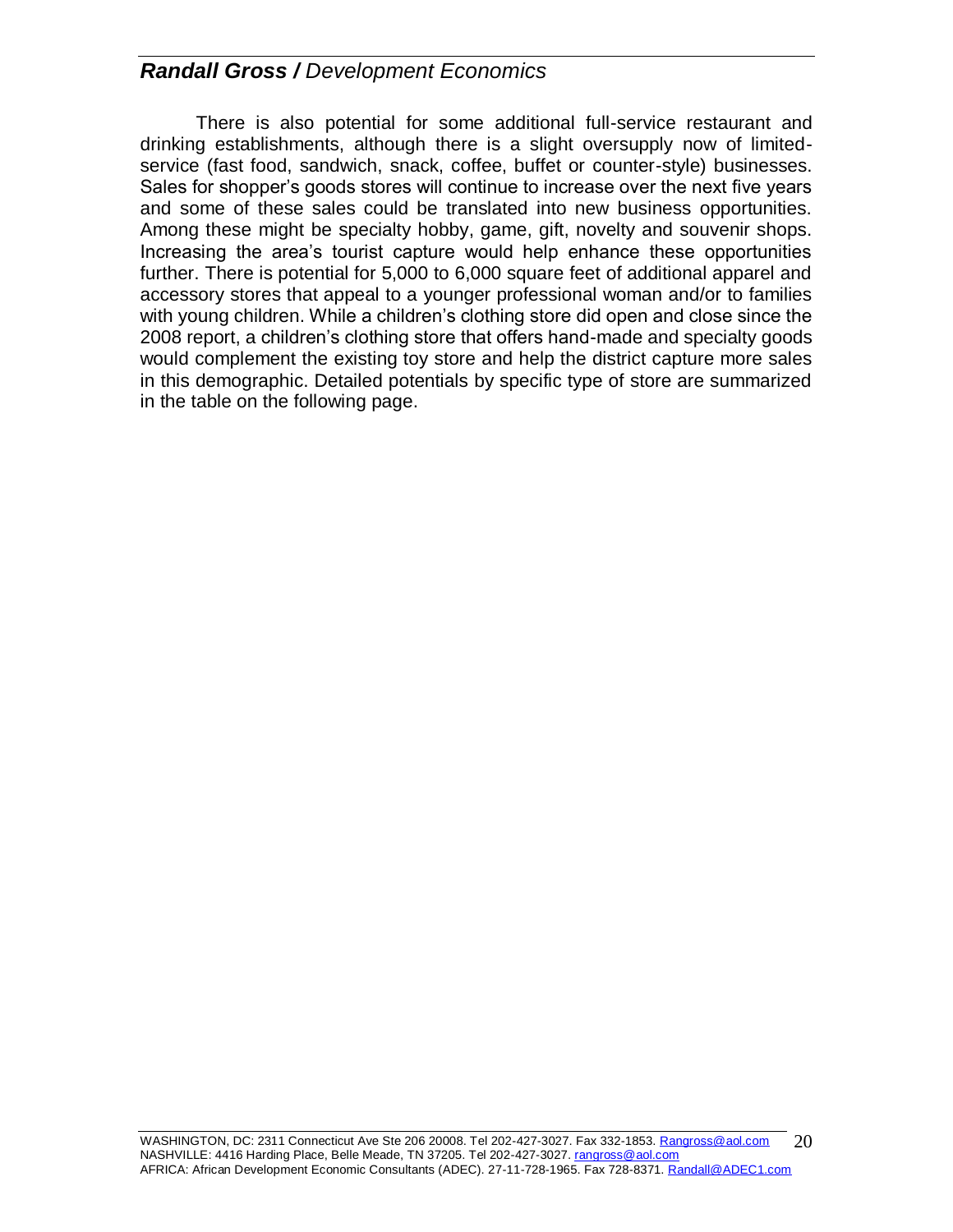There is also potential for some additional full-service restaurant and drinking establishments, although there is a slight oversupply now of limited-service (fast food, sandwich, snack, coffee, buffet or counter-style) businesses. Sales for shopper's goods stores will continue to increase over the next five years and some of these sales could be translated into new business opportunities. Among these might be specialty hobby, game, gift, novelty and souvenir shops. Increasing the area's tourist capture would help enhance these opportunities further. There is potential for 5,000 to 6,000 square feet of additional apparel and accessory stores that appeal to a younger professional woman and/or to families with young children. While a children's clothing store did open and close since the 2008 report, a children's clothing store that offers hand-made and specialty goods would complement the existing toy store and help the district capture more sales in this demographic. Detailed potentials by specific type of store are summarized in the table on the following page.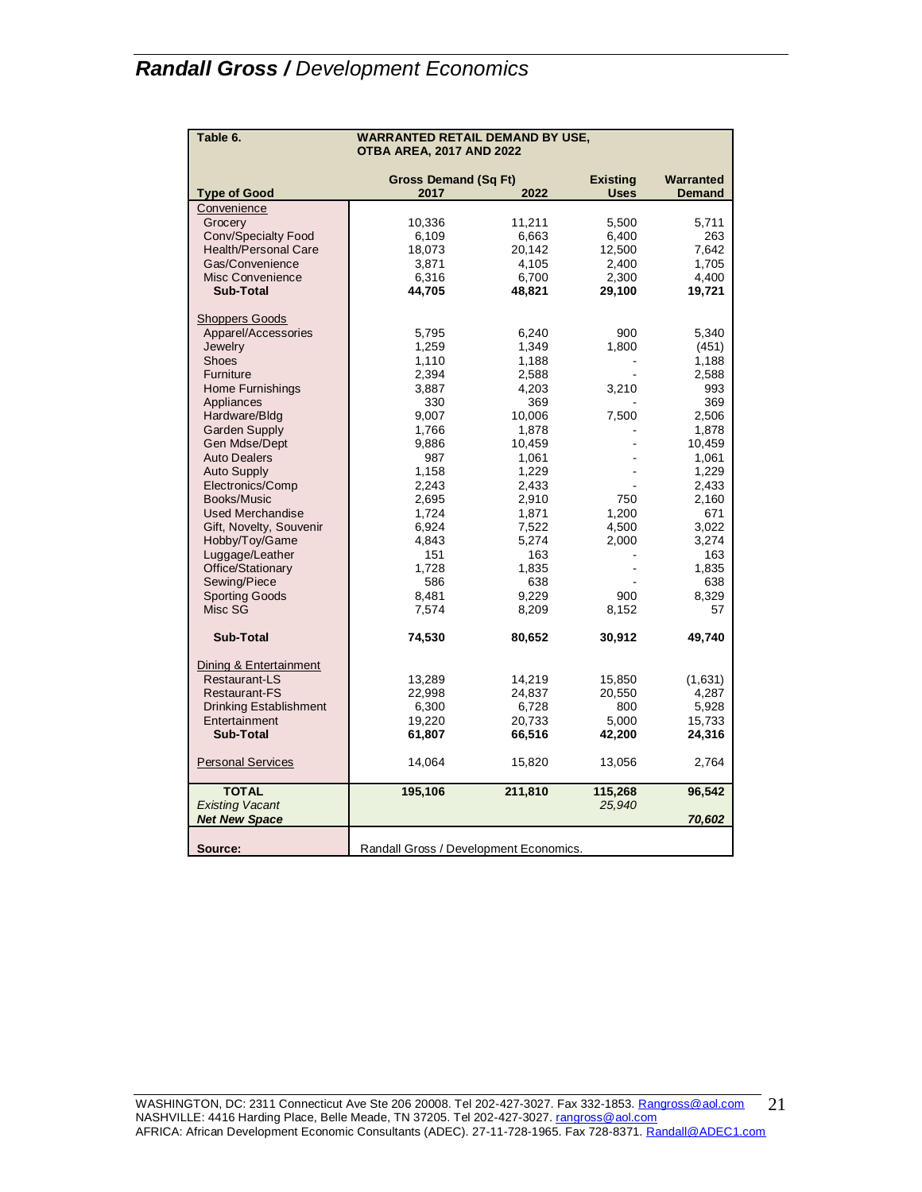| Table 6. | WARRANTED RETAIL DEMAND BY USE, OTBA AREA, 2017 AND 2022 | | | |
|---|---|---|---|---|
| | Gross Demand (Sq Ft) | | Existing | Warranted |
| Type of Good | 2017 | 2022 | Uses | Demand |
| Convenience | | | | |
| Grocery | 10,336 | 11,211 | 5,500 | 5,711 |
| Conv/Specialty Food | 6,109 | 6,663 | 6,400 | 263 |
| Health/Personal Care | 18,073 | 20,142 | 12,500 | 7,642 |
| Gas/Convenience | 3,871 | 4,105 | 2,400 | 1,705 |
| Misc Convenience | 6,316 | 6,700 | 2,300 | 4,400 |
| **Sub-Total** | **44,705** | **48,821** | **29,100** | **19,721** |
| Shoppers Goods | | | | |
| Apparel/Accessories | 5,795 | 6,240 | 900 | 5,340 |
| Jewelry | 1,259 | 1,349 | 1,800 | (451) |
| Shoes | 1,110 | 1,188 | - | 1,188 |
| Furniture | 2,394 | 2,588 | - | 2,588 |
| Home Furnishings | 3,887 | 4,203 | 3,210 | 993 |
| Appliances | 330 | 369 | - | 369 |
| Hardware/Bldg | 9,007 | 10,006 | 7,500 | 2,506 |
| Garden Supply | 1,766 | 1,878 | - | 1,878 |
| Gen Mdse/Dept | 9,886 | 10,459 | - | 10,459 |
| Auto Dealers | 987 | 1,061 | - | 1,061 |
| Auto Supply | 1,158 | 1,229 | - | 1,229 |
| Electronics/Comp | 2,243 | 2,433 | - | 2,433 |
| Books/Music | 2,695 | 2,910 | 750 | 2,160 |
| Used Merchandise | 1,724 | 1,871 | 1,200 | 671 |
| Gift, Novelty, Souvenir | 6,924 | 7,522 | 4,500 | 3,022 |
| Hobby/Toy/Game | 4,843 | 5,274 | 2,000 | 3,274 |
| Luggage/Leather | 151 | 163 | - | 163 |
| Office/Stationary | 1,728 | 1,835 | - | 1,835 |
| Sewing/Piece | 586 | 638 | - | 638 |
| Sporting Goods | 8,481 | 9,229 | 900 | 8,329 |
| Misc SG | 7,574 | 8,209 | 8,152 | 57 |
| **Sub-Total** | **74,530** | **80,652** | **30,912** | **49,740** |
| Dining & Entertainment | | | | |
| Restaurant-LS | 13,289 | 14,219 | 15,850 | (1,631) |
| Restaurant-FS | 22,998 | 24,837 | 20,550 | 4,287 |
| Drinking Establishment | 6,300 | 6,728 | 800 | 5,928 |
| Entertainment | 19,220 | 20,733 | 5,000 | 15,733 |
| **Sub-Total** | **61,807** | **66,516** | **42,200** | **24,316** |
| Personal Services | 14,064 | 15,820 | 13,056 | 2,764 |
| **TOTAL** | **195,106** | **211,810** | **115,268** | **96,542** |
| *Existing Vacant* | | | *25,940* | |
| ***Net New Space*** | | | | ***70,602*** |
| **Source:** | Randall Gross / Development Economics. | | | |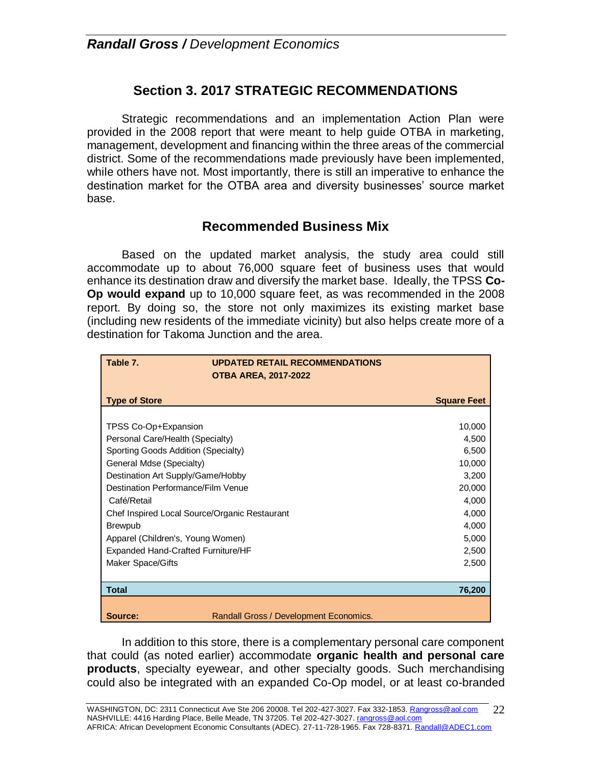## Section 3. 2017 STRATEGIC RECOMMENDATIONS

Strategic recommendations and an implementation Action Plan were provided in the 2008 report that were meant to help guide OTBA in marketing, management, development and financing within the three areas of the commercial district. Some of the recommendations made previously have been implemented, while others have not. Most importantly, there is still an imperative to enhance the destination market for the OTBA area and diversity businesses' source market base.

### Recommended Business Mix

Based on the updated market analysis, the study area could still accommodate up to about 76,000 square feet of business uses that would enhance its destination draw and diversify the market base. Ideally, the TPSS **Co-Op would expand** up to 10,000 square feet, as was recommended in the 2008 report. By doing so, the store not only maximizes its existing market base (including new residents of the immediate vicinity) but also helps create more of a destination for Takoma Junction and the area.

**Table 7. UPDATED RETAIL RECOMMENDATIONS OTBA AREA, 2017-2022**

| Type of Store | Square Feet |
|---|---|
| TPSS Co-Op+Expansion | 10,000 |
| Personal Care/Health (Specialty) | 4,500 |
| Sporting Goods Addition (Specialty) | 6,500 |
| General Mdse (Specialty) | 10,000 |
| Destination Art Supply/Game/Hobby | 3,200 |
| Destination Performance/Film Venue | 20,000 |
| Café/Retail | 4,000 |
| Chef Inspired Local Source/Organic Restaurant | 4,000 |
| Brewpub | 4,000 |
| Apparel (Children's, Young Women) | 5,000 |
| Expanded Hand-Crafted Furniture/HF | 2,500 |
| Maker Space/Gifts | 2,500 |
| **Total** | **76,200** |

Source: Randall Gross / Development Economics.

In addition to this store, there is a complementary personal care component that could (as noted earlier) accommodate **organic health and personal care products**, specialty eyewear, and other specialty goods. Such merchandising could also be integrated with an expanded Co-Op model, or at least co-branded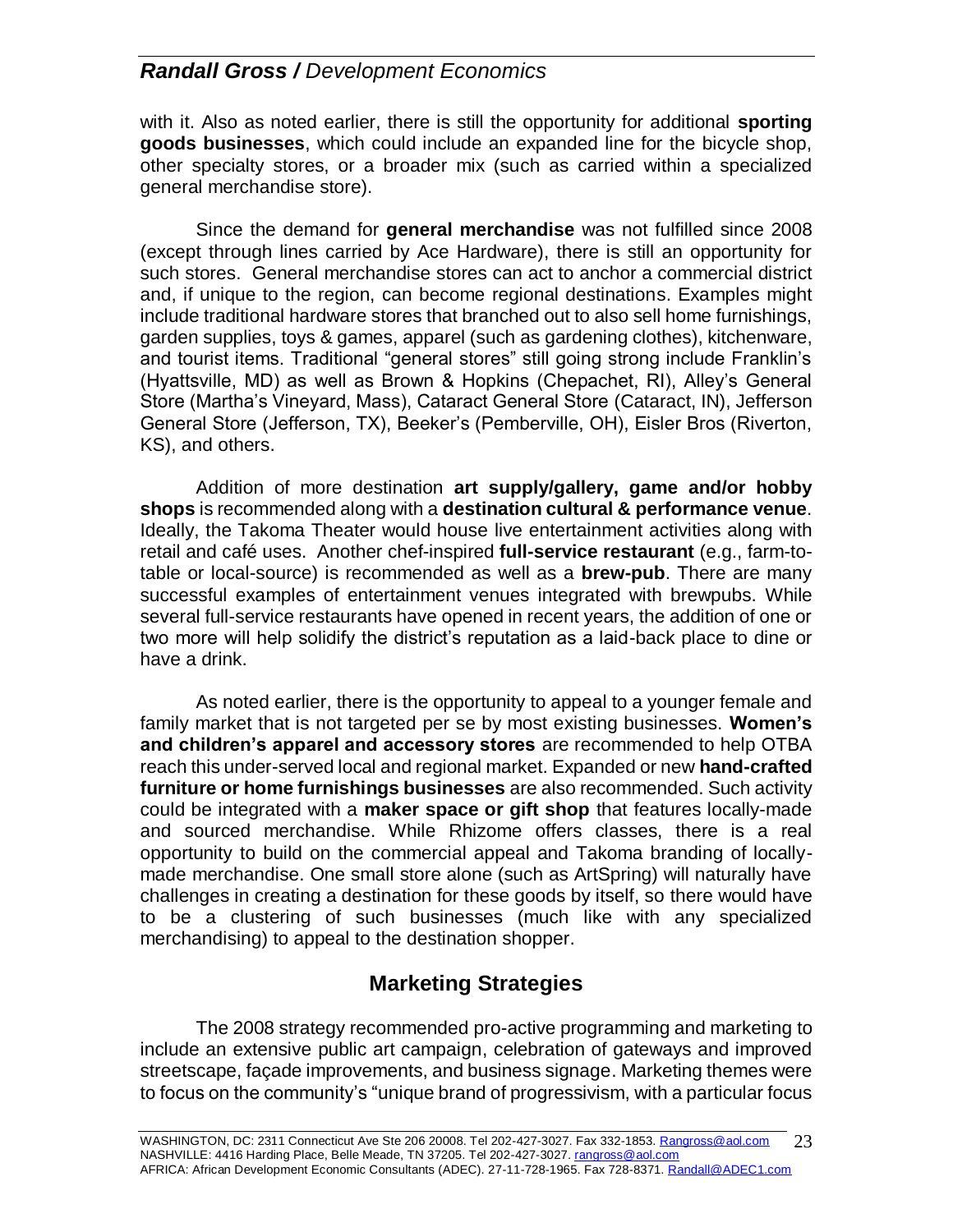with it. Also as noted earlier, there is still the opportunity for additional **sporting goods businesses**, which could include an expanded line for the bicycle shop, other specialty stores, or a broader mix (such as carried within a specialized general merchandise store).

Since the demand for **general merchandise** was not fulfilled since 2008 (except through lines carried by Ace Hardware), there is still an opportunity for such stores. General merchandise stores can act to anchor a commercial district and, if unique to the region, can become regional destinations. Examples might include traditional hardware stores that branched out to also sell home furnishings, garden supplies, toys & games, apparel (such as gardening clothes), kitchenware, and tourist items. Traditional "general stores" still going strong include Franklin's (Hyattsville, MD) as well as Brown & Hopkins (Chepachet, RI), Alley's General Store (Martha's Vineyard, Mass), Cataract General Store (Cataract, IN), Jefferson General Store (Jefferson, TX), Beeker's (Pemberville, OH), Eisler Bros (Riverton, KS), and others.

Addition of more destination **art supply/gallery, game and/or hobby shops** is recommended along with a **destination cultural & performance venue**. Ideally, the Takoma Theater would house live entertainment activities along with retail and café uses. Another chef-inspired **full-service restaurant** (e.g., farm-to-table or local-source) is recommended as well as a **brew-pub**. There are many successful examples of entertainment venues integrated with brewpubs. While several full-service restaurants have opened in recent years, the addition of one or two more will help solidify the district's reputation as a laid-back place to dine or have a drink.

As noted earlier, there is the opportunity to appeal to a younger female and family market that is not targeted per se by most existing businesses. **Women's and children's apparel and accessory stores** are recommended to help OTBA reach this under-served local and regional market. Expanded or new **hand-crafted furniture or home furnishings businesses** are also recommended. Such activity could be integrated with a **maker space or gift shop** that features locally-made and sourced merchandise. While Rhizome offers classes, there is a real opportunity to build on the commercial appeal and Takoma branding of locally-made merchandise. One small store alone (such as ArtSpring) will naturally have challenges in creating a destination for these goods by itself, so there would have to be a clustering of such businesses (much like with any specialized merchandising) to appeal to the destination shopper.

## Marketing Strategies

The 2008 strategy recommended pro-active programming and marketing to include an extensive public art campaign, celebration of gateways and improved streetscape, façade improvements, and business signage. Marketing themes were to focus on the community's "unique brand of progressivism, with a particular focus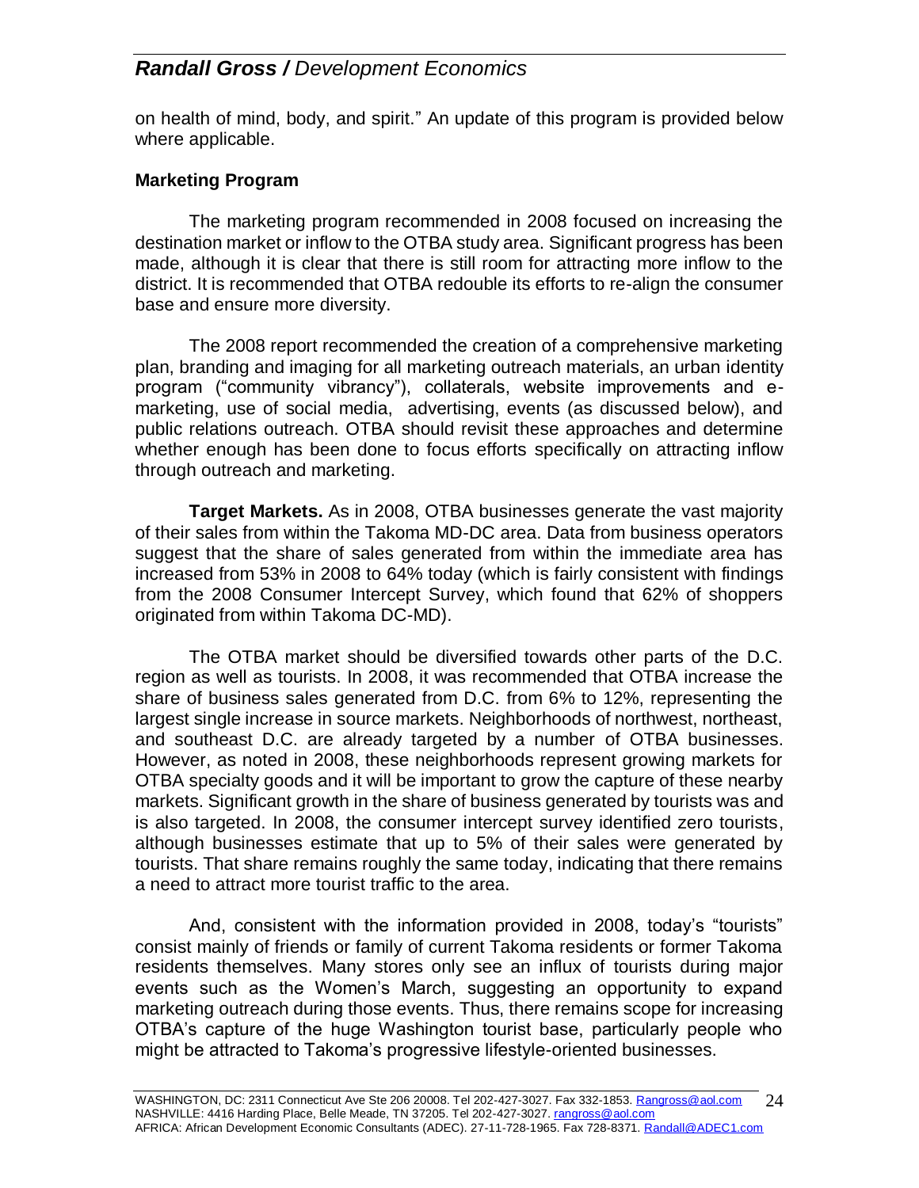on health of mind, body, and spirit." An update of this program is provided below where applicable.

**Marketing Program**

The marketing program recommended in 2008 focused on increasing the destination market or inflow to the OTBA study area. Significant progress has been made, although it is clear that there is still room for attracting more inflow to the district. It is recommended that OTBA redouble its efforts to re-align the consumer base and ensure more diversity.

The 2008 report recommended the creation of a comprehensive marketing plan, branding and imaging for all marketing outreach materials, an urban identity program ("community vibrancy"), collaterals, website improvements and e-marketing, use of social media, advertising, events (as discussed below), and public relations outreach. OTBA should revisit these approaches and determine whether enough has been done to focus efforts specifically on attracting inflow through outreach and marketing.

**Target Markets.** As in 2008, OTBA businesses generate the vast majority of their sales from within the Takoma MD-DC area. Data from business operators suggest that the share of sales generated from within the immediate area has increased from 53% in 2008 to 64% today (which is fairly consistent with findings from the 2008 Consumer Intercept Survey, which found that 62% of shoppers originated from within Takoma DC-MD).

The OTBA market should be diversified towards other parts of the D.C. region as well as tourists. In 2008, it was recommended that OTBA increase the share of business sales generated from D.C. from 6% to 12%, representing the largest single increase in source markets. Neighborhoods of northwest, northeast, and southeast D.C. are already targeted by a number of OTBA businesses. However, as noted in 2008, these neighborhoods represent growing markets for OTBA specialty goods and it will be important to grow the capture of these nearby markets. Significant growth in the share of business generated by tourists was and is also targeted. In 2008, the consumer intercept survey identified zero tourists, although businesses estimate that up to 5% of their sales were generated by tourists. That share remains roughly the same today, indicating that there remains a need to attract more tourist traffic to the area.

And, consistent with the information provided in 2008, today's "tourists" consist mainly of friends or family of current Takoma residents or former Takoma residents themselves. Many stores only see an influx of tourists during major events such as the Women's March, suggesting an opportunity to expand marketing outreach during those events. Thus, there remains scope for increasing OTBA's capture of the huge Washington tourist base, particularly people who might be attracted to Takoma's progressive lifestyle-oriented businesses.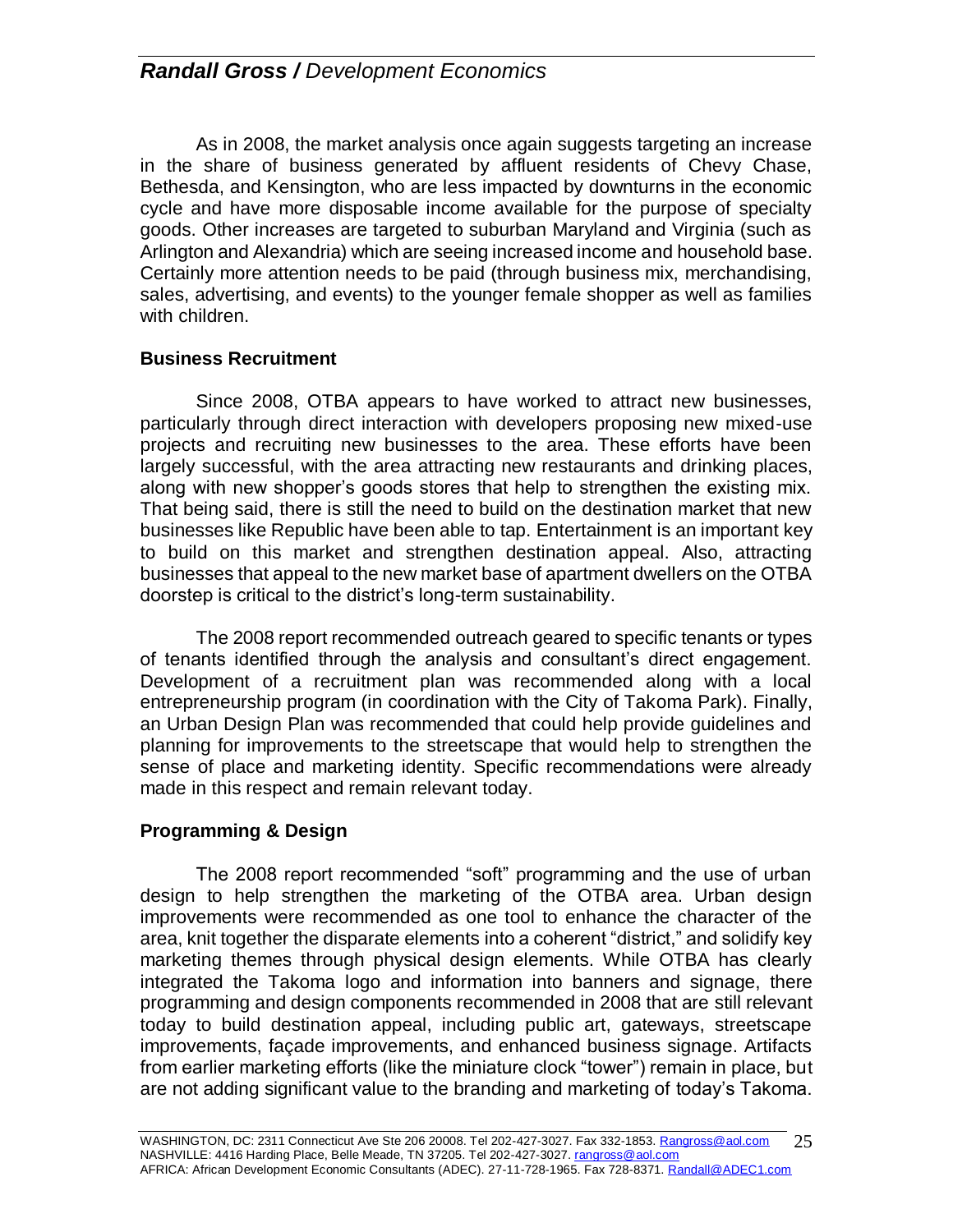As in 2008, the market analysis once again suggests targeting an increase in the share of business generated by affluent residents of Chevy Chase, Bethesda, and Kensington, who are less impacted by downturns in the economic cycle and have more disposable income available for the purpose of specialty goods. Other increases are targeted to suburban Maryland and Virginia (such as Arlington and Alexandria) which are seeing increased income and household base. Certainly more attention needs to be paid (through business mix, merchandising, sales, advertising, and events) to the younger female shopper as well as families with children.

### Business Recruitment

Since 2008, OTBA appears to have worked to attract new businesses, particularly through direct interaction with developers proposing new mixed-use projects and recruiting new businesses to the area. These efforts have been largely successful, with the area attracting new restaurants and drinking places, along with new shopper's goods stores that help to strengthen the existing mix. That being said, there is still the need to build on the destination market that new businesses like Republic have been able to tap. Entertainment is an important key to build on this market and strengthen destination appeal. Also, attracting businesses that appeal to the new market base of apartment dwellers on the OTBA doorstep is critical to the district's long-term sustainability.

The 2008 report recommended outreach geared to specific tenants or types of tenants identified through the analysis and consultant's direct engagement. Development of a recruitment plan was recommended along with a local entrepreneurship program (in coordination with the City of Takoma Park). Finally, an Urban Design Plan was recommended that could help provide guidelines and planning for improvements to the streetscape that would help to strengthen the sense of place and marketing identity. Specific recommendations were already made in this respect and remain relevant today.

### Programming & Design

The 2008 report recommended "soft" programming and the use of urban design to help strengthen the marketing of the OTBA area. Urban design improvements were recommended as one tool to enhance the character of the area, knit together the disparate elements into a coherent "district," and solidify key marketing themes through physical design elements. While OTBA has clearly integrated the Takoma logo and information into banners and signage, there programming and design components recommended in 2008 that are still relevant today to build destination appeal, including public art, gateways, streetscape improvements, façade improvements, and enhanced business signage. Artifacts from earlier marketing efforts (like the miniature clock "tower") remain in place, but are not adding significant value to the branding and marketing of today's Takoma.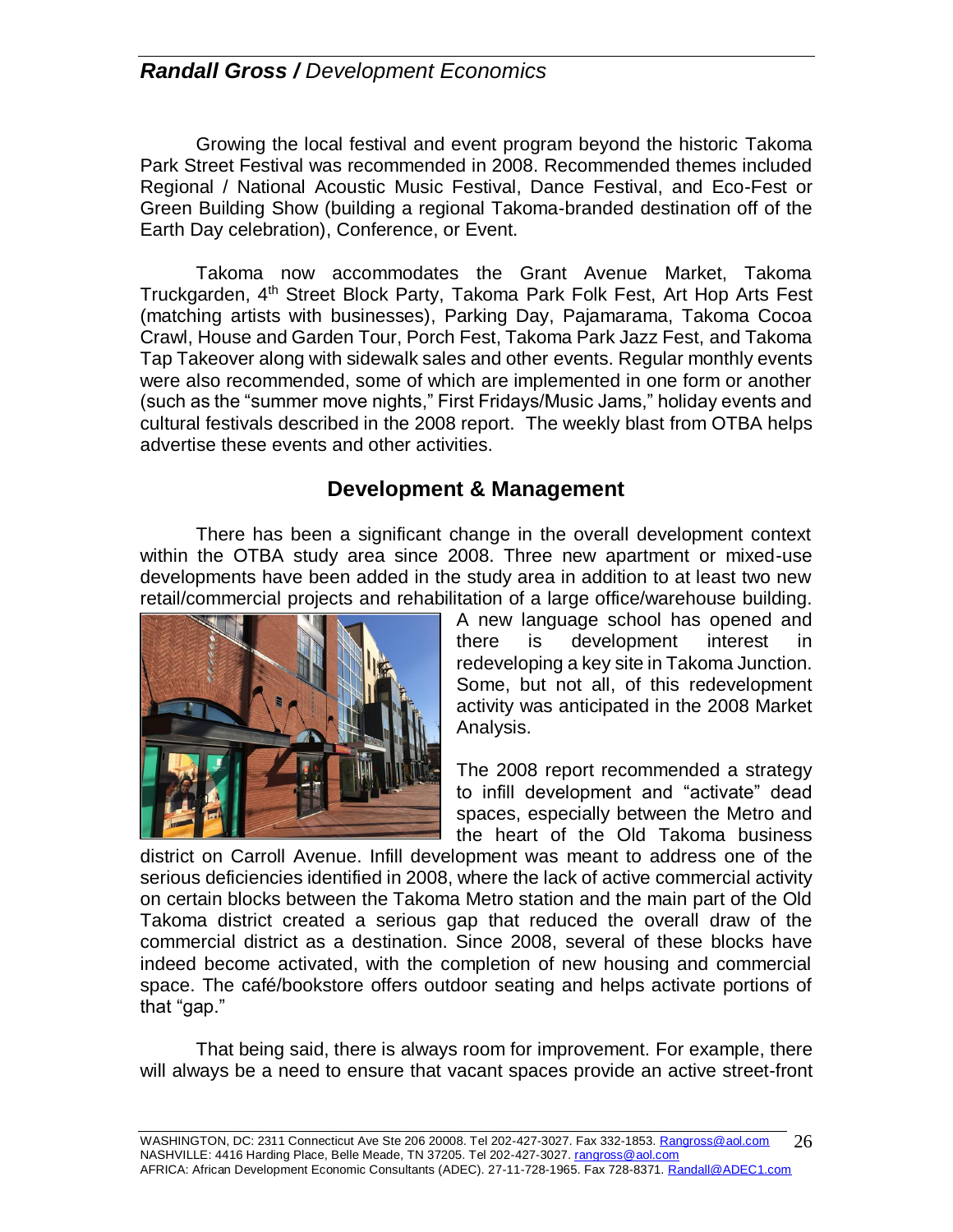Growing the local festival and event program beyond the historic Takoma Park Street Festival was recommended in 2008. Recommended themes included Regional / National Acoustic Music Festival, Dance Festival, and Eco-Fest or Green Building Show (building a regional Takoma-branded destination off of the Earth Day celebration), Conference, or Event.

Takoma now accommodates the Grant Avenue Market, Takoma Truckgarden, 4th Street Block Party, Takoma Park Folk Fest, Art Hop Arts Fest (matching artists with businesses), Parking Day, Pajamarama, Takoma Cocoa Crawl, House and Garden Tour, Porch Fest, Takoma Park Jazz Fest, and Takoma Tap Takeover along with sidewalk sales and other events. Regular monthly events were also recommended, some of which are implemented in one form or another (such as the "summer move nights," First Fridays/Music Jams," holiday events and cultural festivals described in the 2008 report. The weekly blast from OTBA helps advertise these events and other activities.

## Development & Management

There has been a significant change in the overall development context within the OTBA study area since 2008. Three new apartment or mixed-use developments have been added in the study area in addition to at least two new retail/commercial projects and rehabilitation of a large office/warehouse building. A new language school has opened and there is development interest in redeveloping a key site in Takoma Junction. Some, but not all, of this redevelopment activity was anticipated in the 2008 Market Analysis.

The 2008 report recommended a strategy to infill development and "activate" dead spaces, especially between the Metro and the heart of the Old Takoma business district on Carroll Avenue. Infill development was meant to address one of the serious deficiencies identified in 2008, where the lack of active commercial activity on certain blocks between the Takoma Metro station and the main part of the Old Takoma district created a serious gap that reduced the overall draw of the commercial district as a destination. Since 2008, several of these blocks have indeed become activated, with the completion of new housing and commercial space. The café/bookstore offers outdoor seating and helps activate portions of that "gap."

That being said, there is always room for improvement. For example, there will always be a need to ensure that vacant spaces provide an active street-front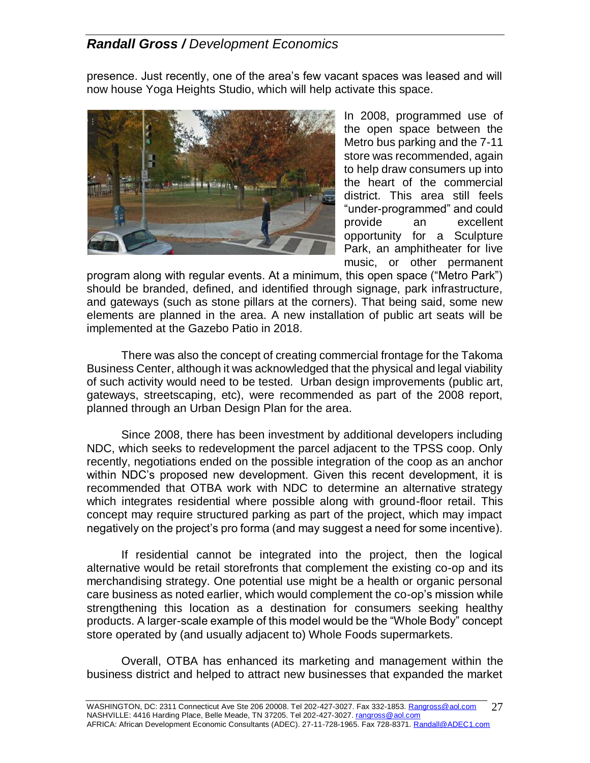presence. Just recently, one of the area's few vacant spaces was leased and will now house Yoga Heights Studio, which will help activate this space.

In 2008, programmed use of the open space between the Metro bus parking and the 7-11 store was recommended, again to help draw consumers up into the heart of the commercial district. This area still feels "under-programmed" and could provide an excellent opportunity for a Sculpture Park, an amphitheater for live music, or other permanent program along with regular events. At a minimum, this open space ("Metro Park") should be branded, defined, and identified through signage, park infrastructure, and gateways (such as stone pillars at the corners). That being said, some new elements are planned in the area. A new installation of public art seats will be implemented at the Gazebo Patio in 2018.

There was also the concept of creating commercial frontage for the Takoma Business Center, although it was acknowledged that the physical and legal viability of such activity would need to be tested. Urban design improvements (public art, gateways, streetscaping, etc), were recommended as part of the 2008 report, planned through an Urban Design Plan for the area.

Since 2008, there has been investment by additional developers including NDC, which seeks to redevelopment the parcel adjacent to the TPSS coop. Only recently, negotiations ended on the possible integration of the coop as an anchor within NDC's proposed new development. Given this recent development, it is recommended that OTBA work with NDC to determine an alternative strategy which integrates residential where possible along with ground-floor retail. This concept may require structured parking as part of the project, which may impact negatively on the project's pro forma (and may suggest a need for some incentive).

If residential cannot be integrated into the project, then the logical alternative would be retail storefronts that complement the existing co-op and its merchandising strategy. One potential use might be a health or organic personal care business as noted earlier, which would complement the co-op's mission while strengthening this location as a destination for consumers seeking healthy products. A larger-scale example of this model would be the "Whole Body" concept store operated by (and usually adjacent to) Whole Foods supermarkets.

Overall, OTBA has enhanced its marketing and management within the business district and helped to attract new businesses that expanded the market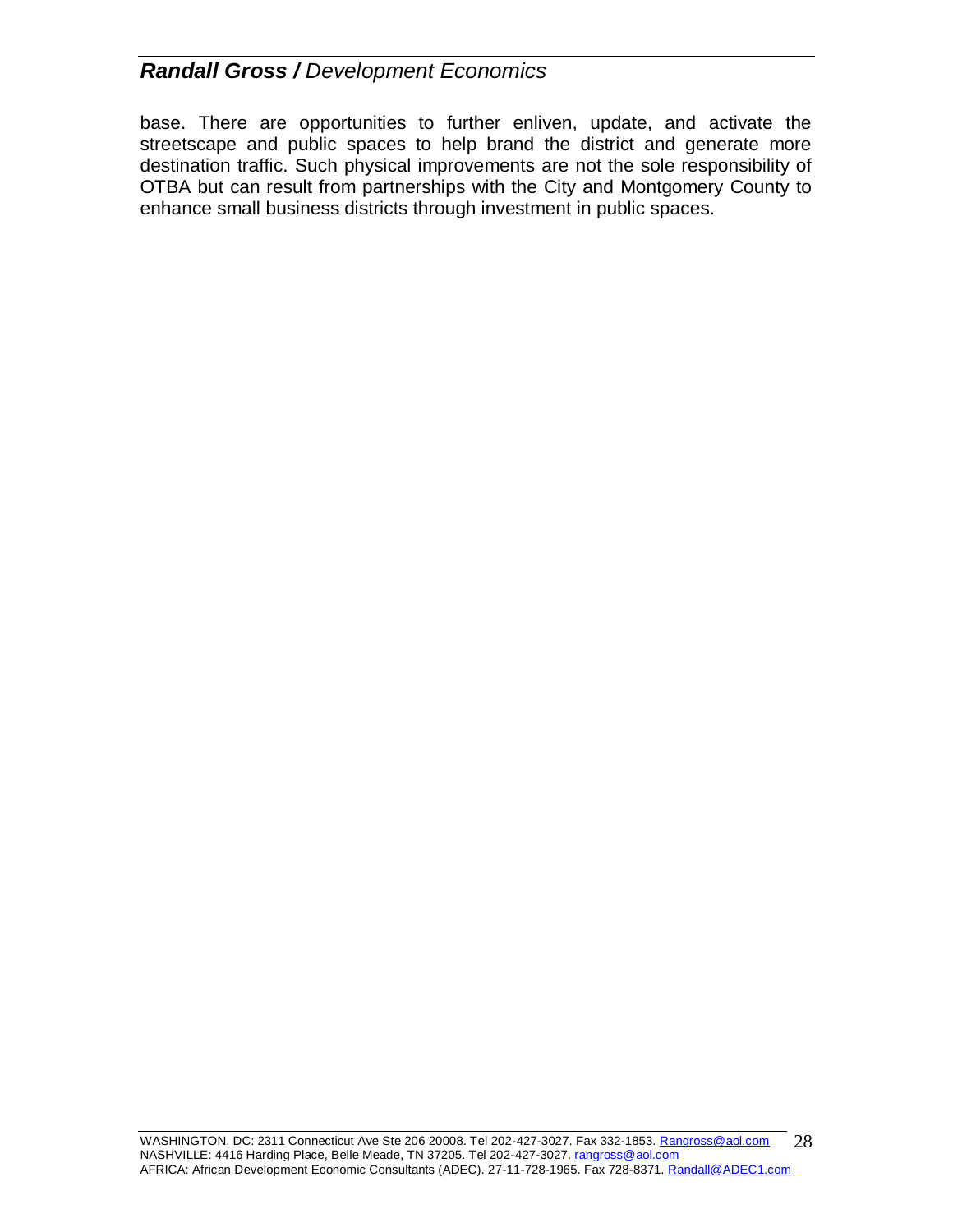base. There are opportunities to further enliven, update, and activate the streetscape and public spaces to help brand the district and generate more destination traffic. Such physical improvements are not the sole responsibility of OTBA but can result from partnerships with the City and Montgomery County to enhance small business districts through investment in public spaces.